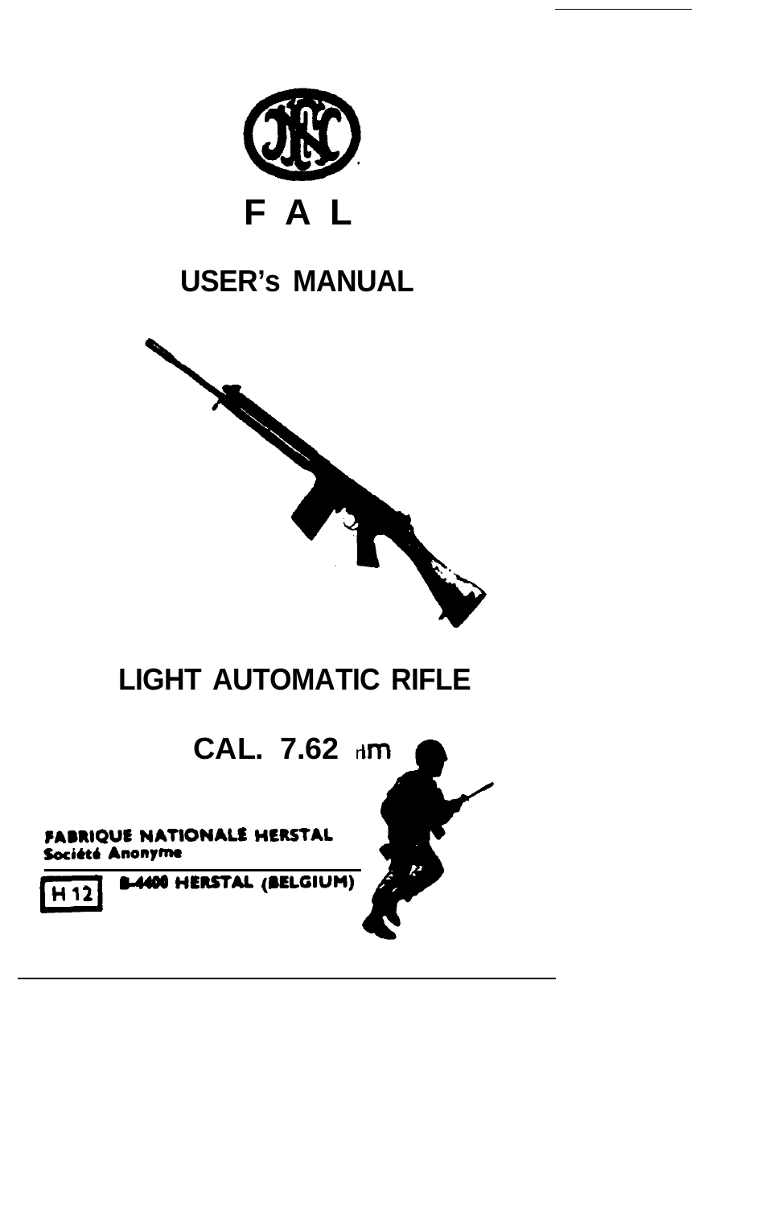# F A L

## USER's MANUAL

## LIGHT AUTOMATIC RIFLE

## CAL. 7.62 mm

**FABRIQUE NATIONALE HERSTAL**
**Société Anonyme**

H 12 **B-4400 HERSTAL (BELGIUM)**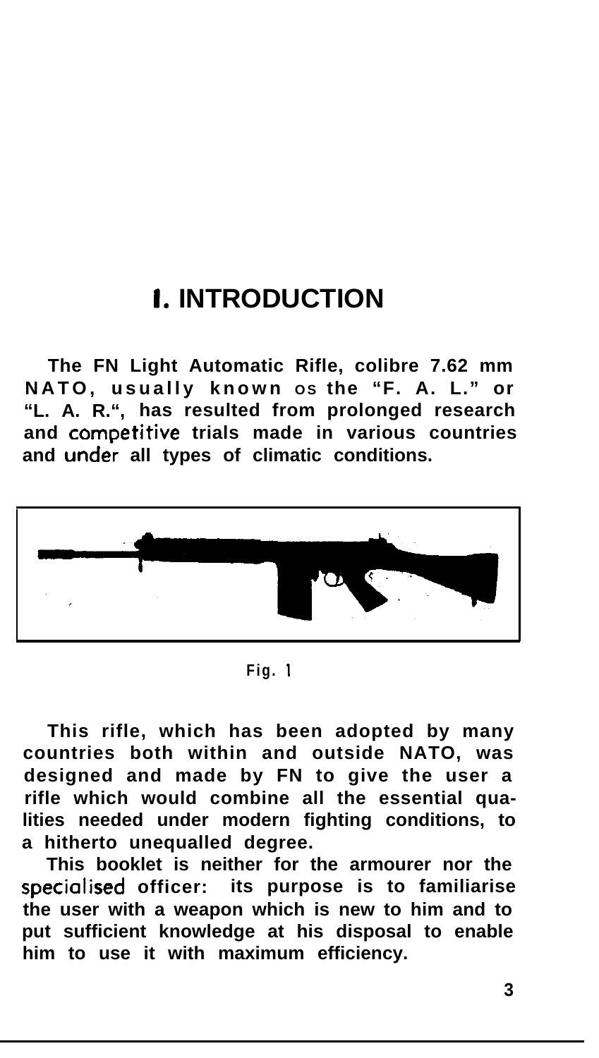# 1. INTRODUCTION

**The FN Light Automatic Rifle, colibre 7.62 mm NATO, usually known os the "F. A. L." or "L. A. R.", has resulted from prolonged research and competitive trials made in various countries and under all types of climatic conditions.**

Fig. 1

**This rifle, which has been adopted by many countries both within and outside NATO, was designed and made by FN to give the user a rifle which would combine all the essential qualities needed under modern fighting conditions, to a hitherto unequalled degree.**

**This booklet is neither for the armourer nor the specialised officer: its purpose is to familiarise the user with a weapon which is new to him and to put sufficient knowledge at his disposal to enable him to use it with maximum efficiency.**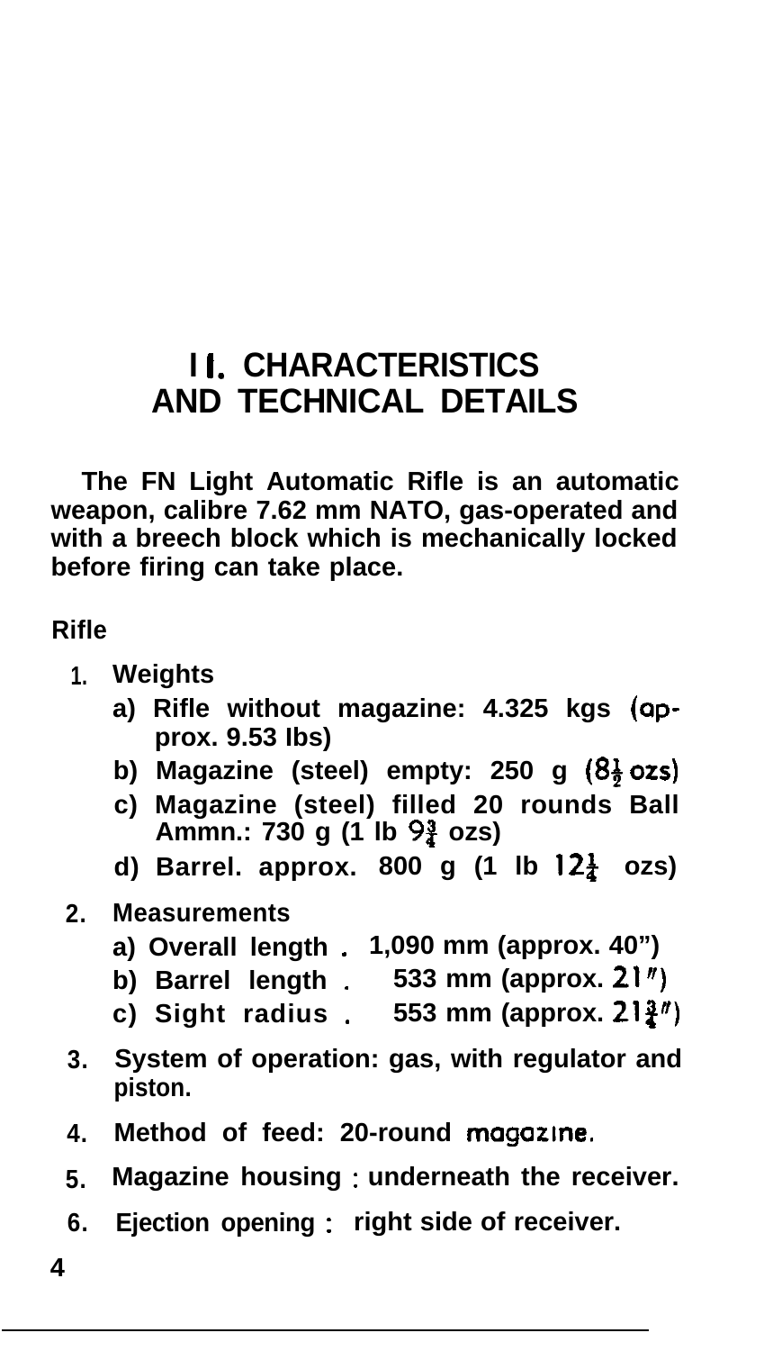# II. CHARACTERISTICS AND TECHNICAL DETAILS

The FN Light Automatic Rifle is an automatic weapon, calibre 7.62 mm NATO, gas-operated and with a breech block which is mechanically locked before firing can take place.

**Rifle**

1. **Weights**
   a) Rifle without magazine: 4.325 kgs (approx. 9.53 lbs)
   b) Magazine (steel) empty: 250 g (8½ ozs)
   c) Magazine (steel) filled 20 rounds Ball Ammn.: 730 g (1 lb 9¾ ozs)
   d) Barrel. approx. 800 g (1 lb 12¼ ozs)
2. **Measurements**
   a) Overall length . 1,090 mm (approx. 40")
   b) Barrel length . 533 mm (approx. 21")
   c) Sight radius . 553 mm (approx. 21¾")
3. System of operation: gas, with regulator and piston.
4. Method of feed: 20-round magazine.
5. Magazine housing : underneath the receiver.
6. Ejection opening : right side of receiver.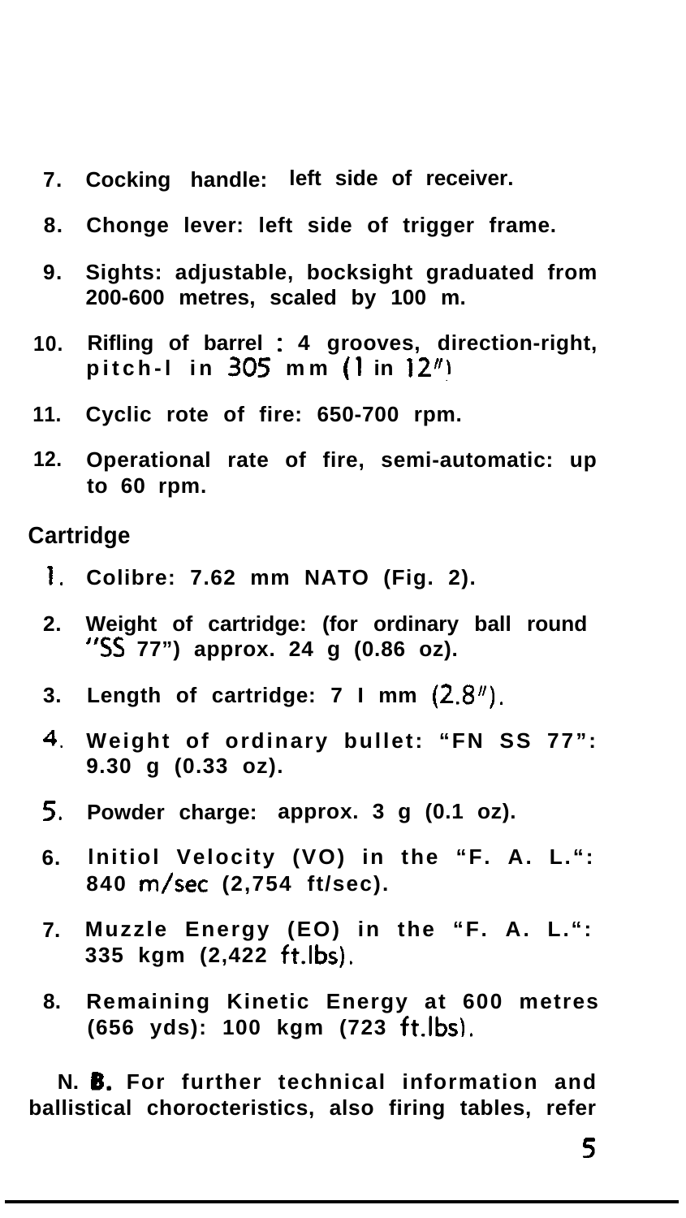7. **Cocking handle: left side of receiver.**
8. **Chonge lever: left side of trigger frame.**
9. **Sights: adjustable, bocksight graduated from 200-600 metres, scaled by 100 m.**
10. **Rifling of barrel : 4 grooves, direction-right, pitch-l in 305 mm (1 in 12")**
11. **Cyclic rote of fire: 650-700 rpm.**
12. **Operational rate of fire, semi-automatic: up to 60 rpm.**

**Cartridge**

1. **Colibre: 7.62 mm NATO (Fig. 2).**
2. **Weight of cartridge: (for ordinary ball round "SS 77") approx. 24 g (0.86 oz).**
3. **Length of cartridge: 7 l mm (2.8").**
4. **Weight of ordinary bullet: "FN SS 77": 9.30 g (0.33 oz).**
5. **Powder charge: approx. 3 g (0.1 oz).**
6. **Initiol Velocity (VO) in the "F. A. L.": 840 m/sec (2,754 ft/sec).**
7. **Muzzle Energy (EO) in the "F. A. L.": 335 kgm (2,422 ft.lbs).**
8. **Remaining Kinetic Energy at 600 metres (656 yds): 100 kgm (723 ft.lbs).**

**N. B. For further technical information and ballistical chorocteristics, also firing tables, refer**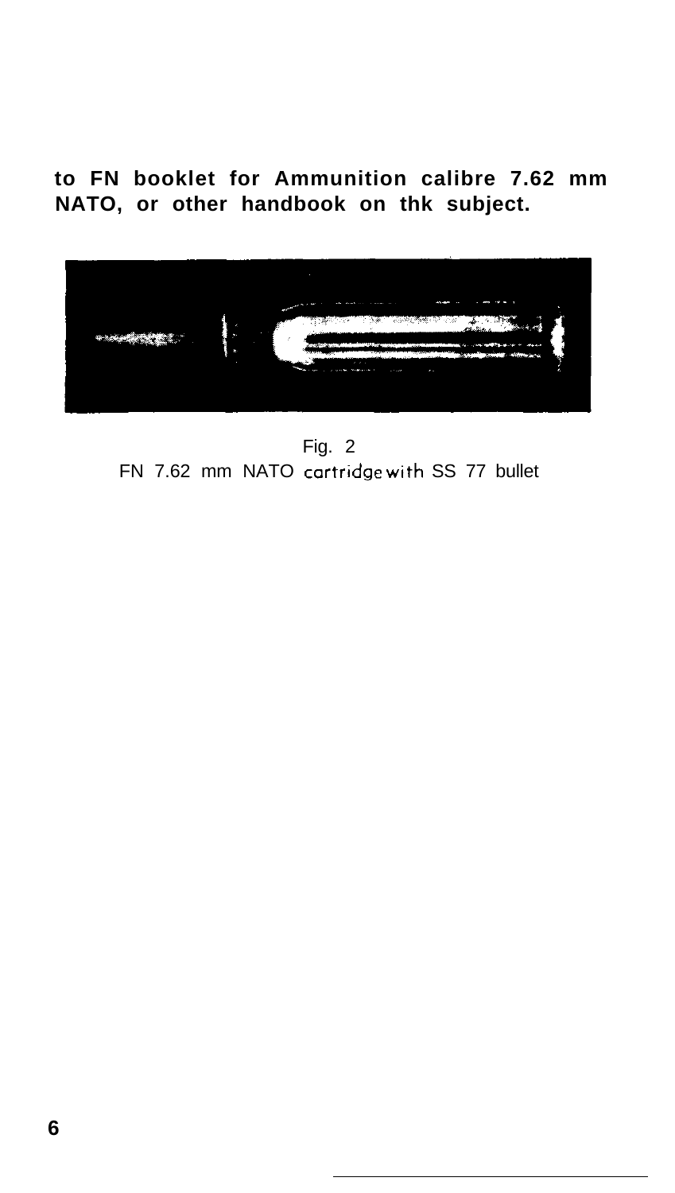**to FN booklet for Ammunition calibre 7.62 mm NATO, or other handbook on thk subject.**

Fig. 2
FN 7.62 mm NATO cartridge with SS 77 bullet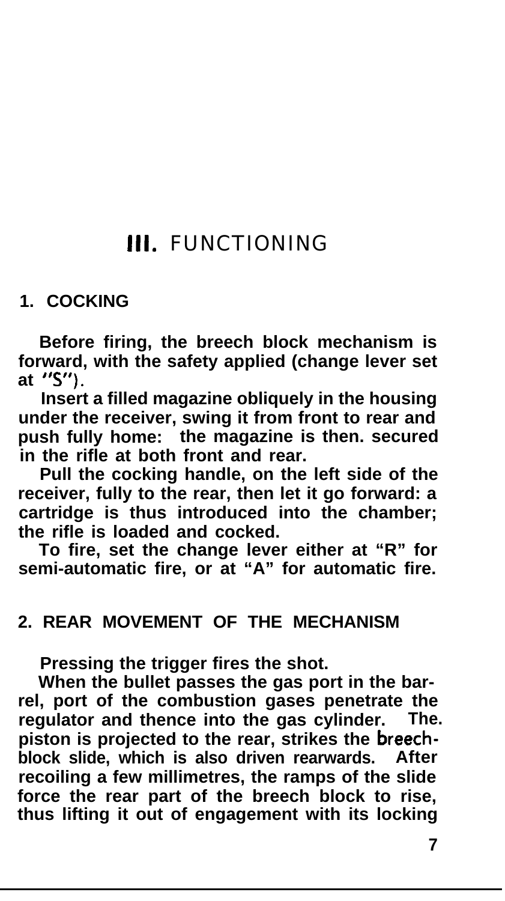# III. FUNCTIONING

## 1. COCKING

Before firing, the breech block mechanism is forward, with the safety applied (change lever set at "S").

Insert a filled magazine obliquely in the housing under the receiver, swing it from front to rear and push fully home: the magazine is then. secured in the rifle at both front and rear.

Pull the cocking handle, on the left side of the receiver, fully to the rear, then let it go forward: a cartridge is thus introduced into the chamber; the rifle is loaded and cocked.

To fire, set the change lever either at "R" for semi-automatic fire, or at "A" for automatic fire.

## 2. REAR MOVEMENT OF THE MECHANISM

Pressing the trigger fires the shot.

When the bullet passes the gas port in the barrel, port of the combustion gases penetrate the regulator and thence into the gas cylinder. The. piston is projected to the rear, strikes the breech-block slide, which is also driven rearwards. After recoiling a few millimetres, the ramps of the slide force the rear part of the breech block to rise, thus lifting it out of engagement with its locking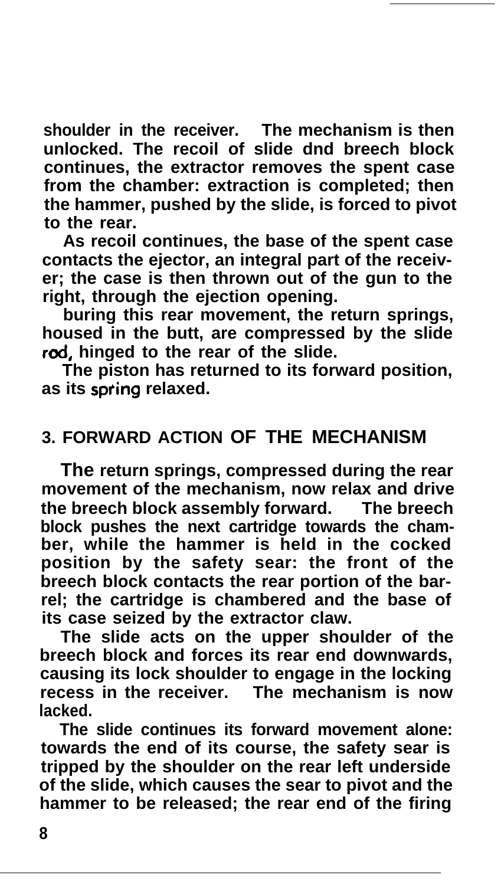shoulder in the receiver. The mechanism is then unlocked. The recoil of slide dnd breech block continues, the extractor removes the spent case from the chamber: extraction is completed; then the hammer, pushed by the slide, is forced to pivot to the rear.

As recoil continues, the base of the spent case contacts the ejector, an integral part of the receiver; the case is then thrown out of the gun to the right, through the ejection opening.

buring this rear movement, the return springs, housed in the butt, are compressed by the slide rod, hinged to the rear of the slide.

The piston has returned to its forward position, as its spring relaxed.

## 3. FORWARD ACTION OF THE MECHANISM

The return springs, compressed during the rear movement of the mechanism, now relax and drive the breech block assembly forward. The breech block pushes the next cartridge towards the chamber, while the hammer is held in the cocked position by the safety sear: the front of the breech block contacts the rear portion of the barrel; the cartridge is chambered and the base of its case seized by the extractor claw.

The slide acts on the upper shoulder of the breech block and forces its rear end downwards, causing its lock shoulder to engage in the locking recess in the receiver. The mechanism is now lacked.

The slide continues its forward movement alone: towards the end of its course, the safety sear is tripped by the shoulder on the rear left underside of the slide, which causes the sear to pivot and the hammer to be released; the rear end of the firing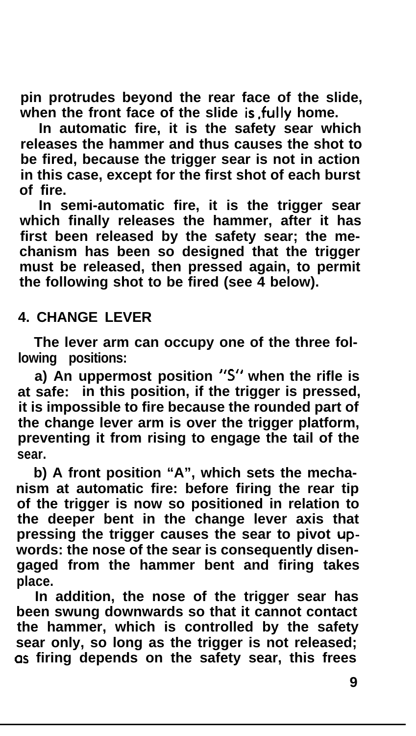pin protrudes beyond the rear face of the slide, when the front face of the slide is fully home.

In automatic fire, it is the safety sear which releases the hammer and thus causes the shot to be fired, because the trigger sear is not in action in this case, except for the first shot of each burst of fire.

In semi-automatic fire, it is the trigger sear which finally releases the hammer, after it has first been released by the safety sear; the mechanism has been so designed that the trigger must be released, then pressed again, to permit the following shot to be fired (see 4 below).

## 4. CHANGE LEVER

The lever arm can occupy one of the three following positions:

a) An uppermost position "S" when the rifle is at safe: in this position, if the trigger is pressed, it is impossible to fire because the rounded part of the change lever arm is over the trigger platform, preventing it from rising to engage the tail of the sear.

b) A front position "A", which sets the mechanism at automatic fire: before firing the rear tip of the trigger is now so positioned in relation to the deeper bent in the change lever axis that pressing the trigger causes the sear to pivot upwords: the nose of the sear is consequently disengaged from the hammer bent and firing takes place.

In addition, the nose of the trigger sear has been swung downwards so that it cannot contact the hammer, which is controlled by the safety sear only, so long as the trigger is not released; as firing depends on the safety sear, this frees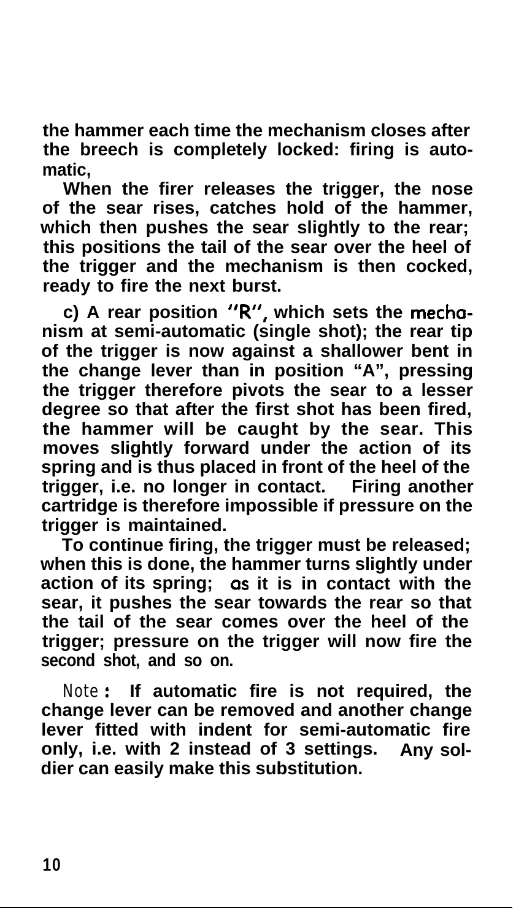the hammer each time the mechanism closes after the breech is completely locked: firing is automatic,

When the firer releases the trigger, the nose of the sear rises, catches hold of the hammer, which then pushes the sear slightly to the rear; this positions the tail of the sear over the heel of the trigger and the mechanism is then cocked, ready to fire the next burst.

c) A rear position "R", which sets the mechanism at semi-automatic (single shot); the rear tip of the trigger is now against a shallower bent in the change lever than in position "A", pressing the trigger therefore pivots the sear to a lesser degree so that after the first shot has been fired, the hammer will be caught by the sear. This moves slightly forward under the action of its spring and is thus placed in front of the heel of the trigger, i.e. no longer in contact. Firing another cartridge is therefore impossible if pressure on the trigger is maintained.

To continue firing, the trigger must be released; when this is done, the hammer turns slightly under action of its spring; as it is in contact with the sear, it pushes the sear towards the rear so that the tail of the sear comes over the heel of the trigger; pressure on the trigger will now fire the second shot, and so on.

Note: If automatic fire is not required, the change lever can be removed and another change lever fitted with indent for semi-automatic fire only, i.e. with 2 instead of 3 settings. Any soldier can easily make this substitution.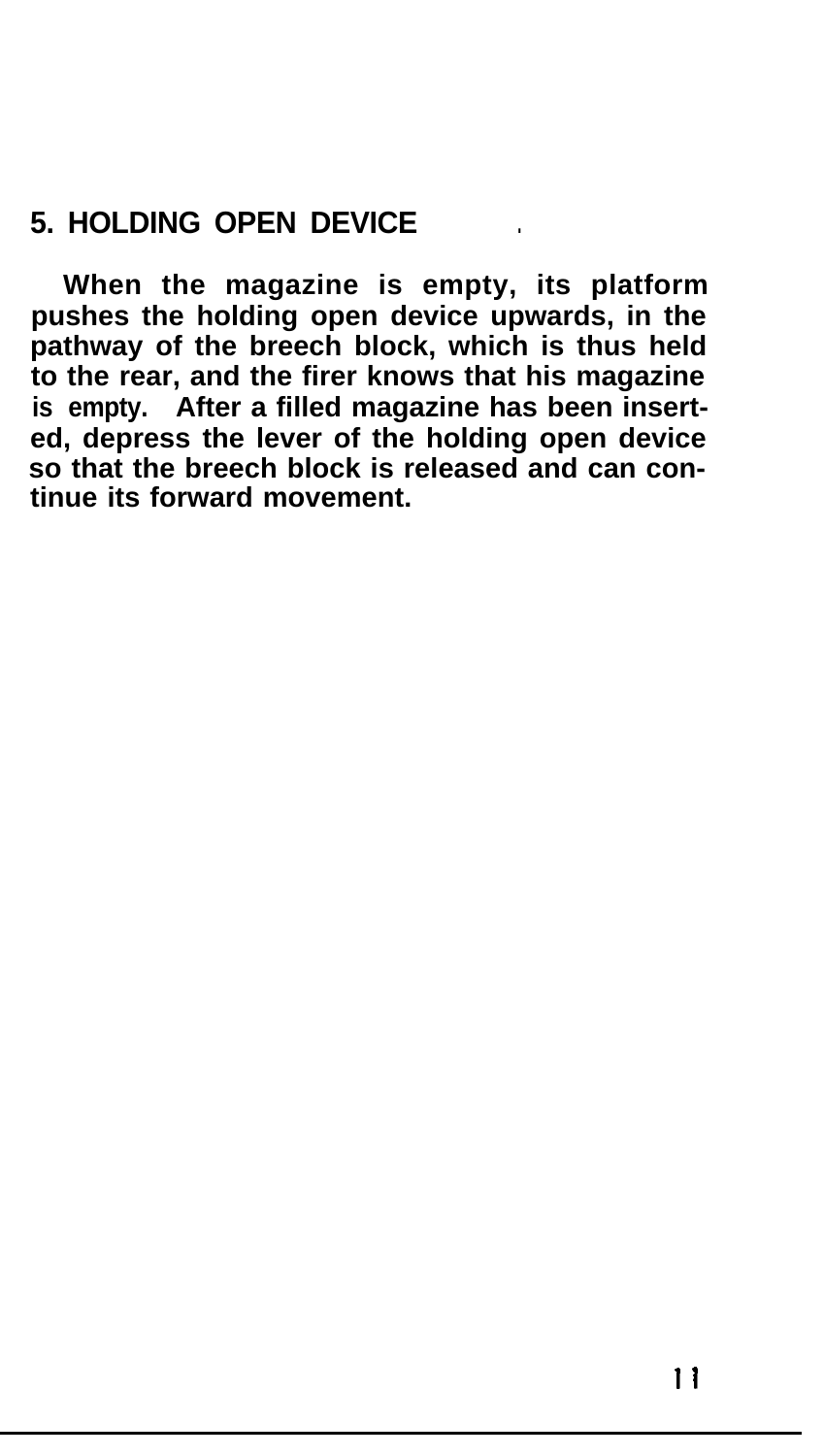## 5. HOLDING OPEN DEVICE

When the magazine is empty, its platform pushes the holding open device upwards, in the pathway of the breech block, which is thus held to the rear, and the firer knows that his magazine is empty. After a filled magazine has been inserted, depress the lever of the holding open device so that the breech block is released and can continue its forward movement.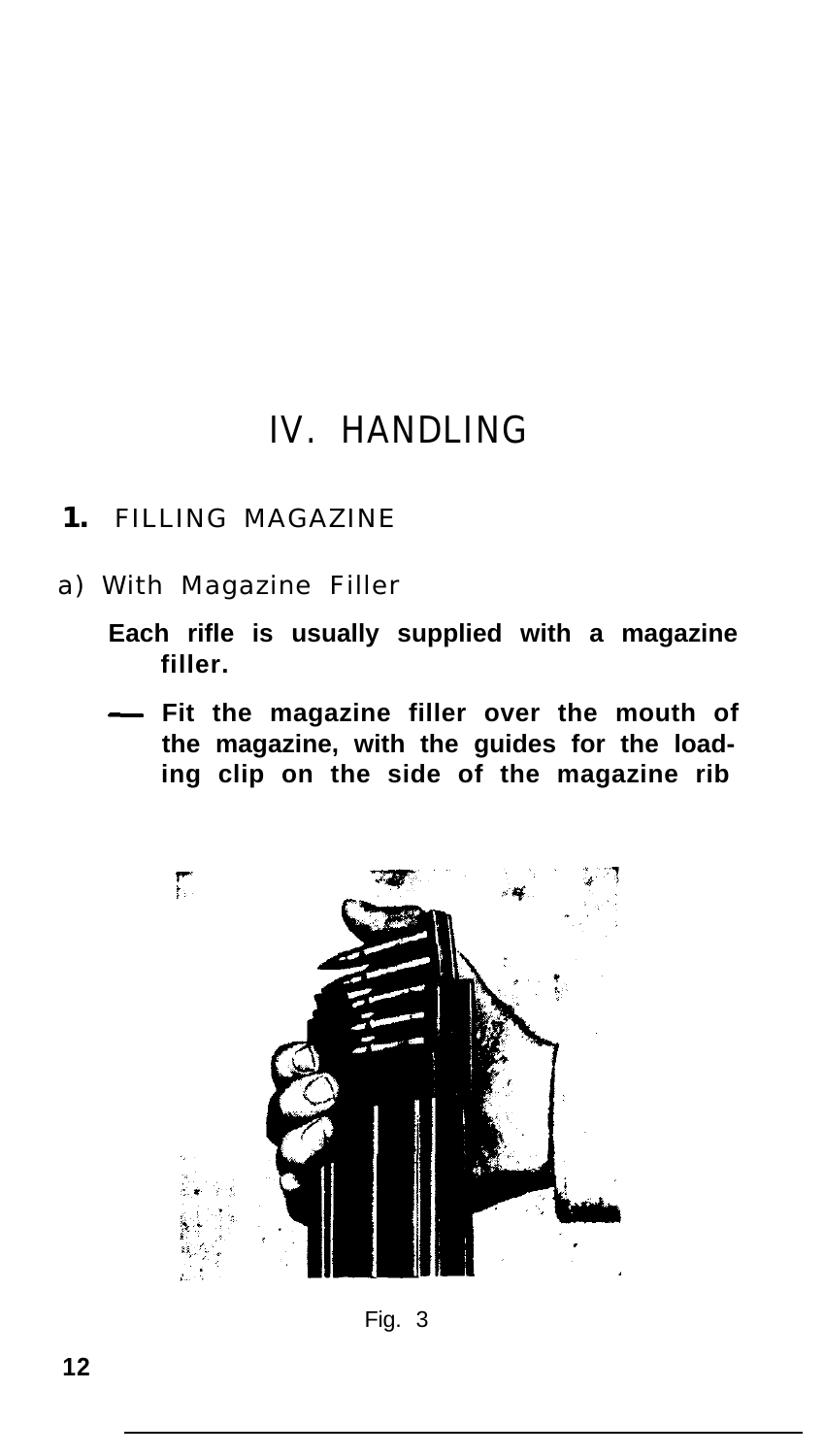# IV. HANDLING

## 1. FILLING MAGAZINE

### a) With Magazine Filler

**Each rifle is usually supplied with a magazine filler.**

- **Fit the magazine filler over the mouth of the magazine, with the guides for the loading clip on the side of the magazine rib**

Fig. 3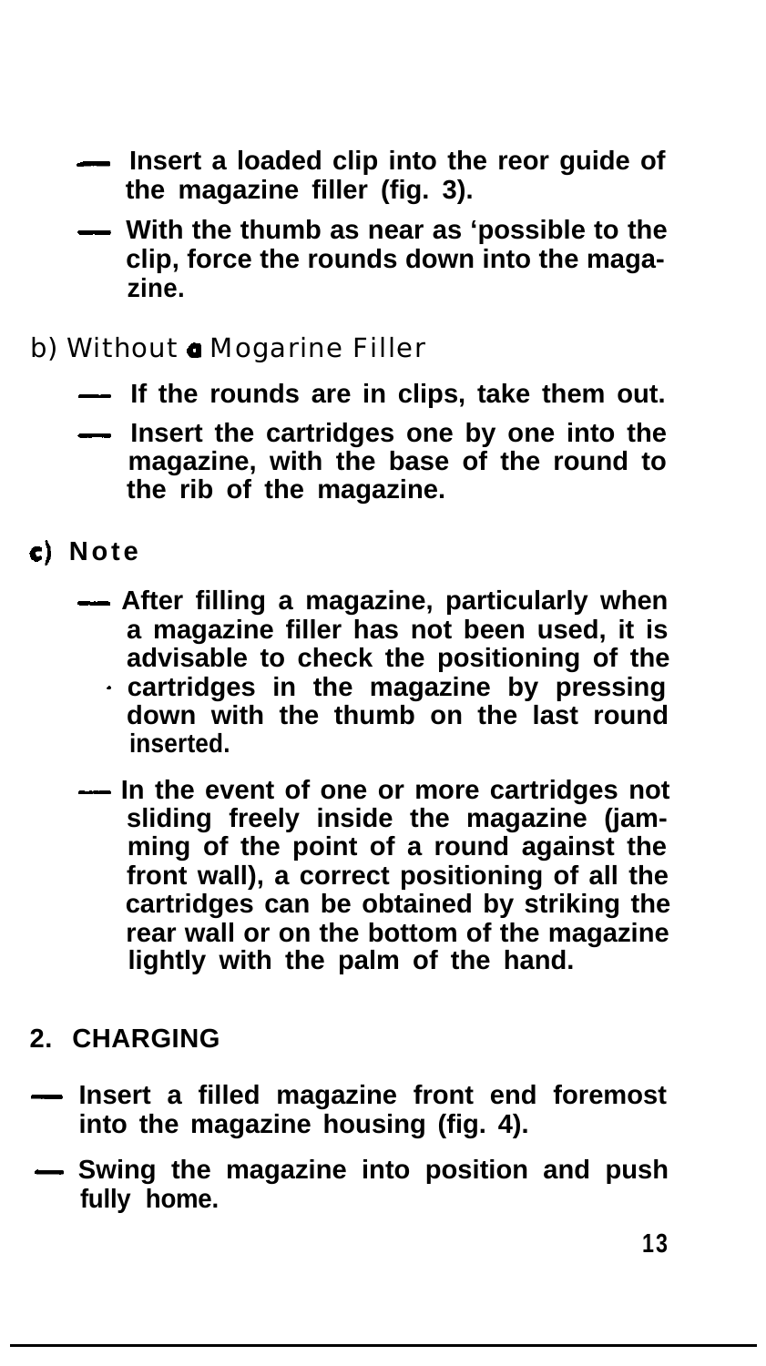- Insert a loaded clip into the reor guide of the magazine filler (fig. 3).
- With the thumb as near as 'possible to the clip, force the rounds down into the magazine.

b) Without a Mogarine Filler

- If the rounds are in clips, take them out.
- Insert the cartridges one by one into the magazine, with the base of the round to the rib of the magazine.

c) Note

- After filling a magazine, particularly when a magazine filler has not been used, it is advisable to check the positioning of the cartridges in the magazine by pressing down with the thumb on the last round inserted.
- In the event of one or more cartridges not sliding freely inside the magazine (jamming of the point of a round against the front wall), a correct positioning of all the cartridges can be obtained by striking the rear wall or on the bottom of the magazine lightly with the palm of the hand.

## 2. CHARGING

- Insert a filled magazine front end foremost into the magazine housing (fig. 4).
- Swing the magazine into position and push fully home.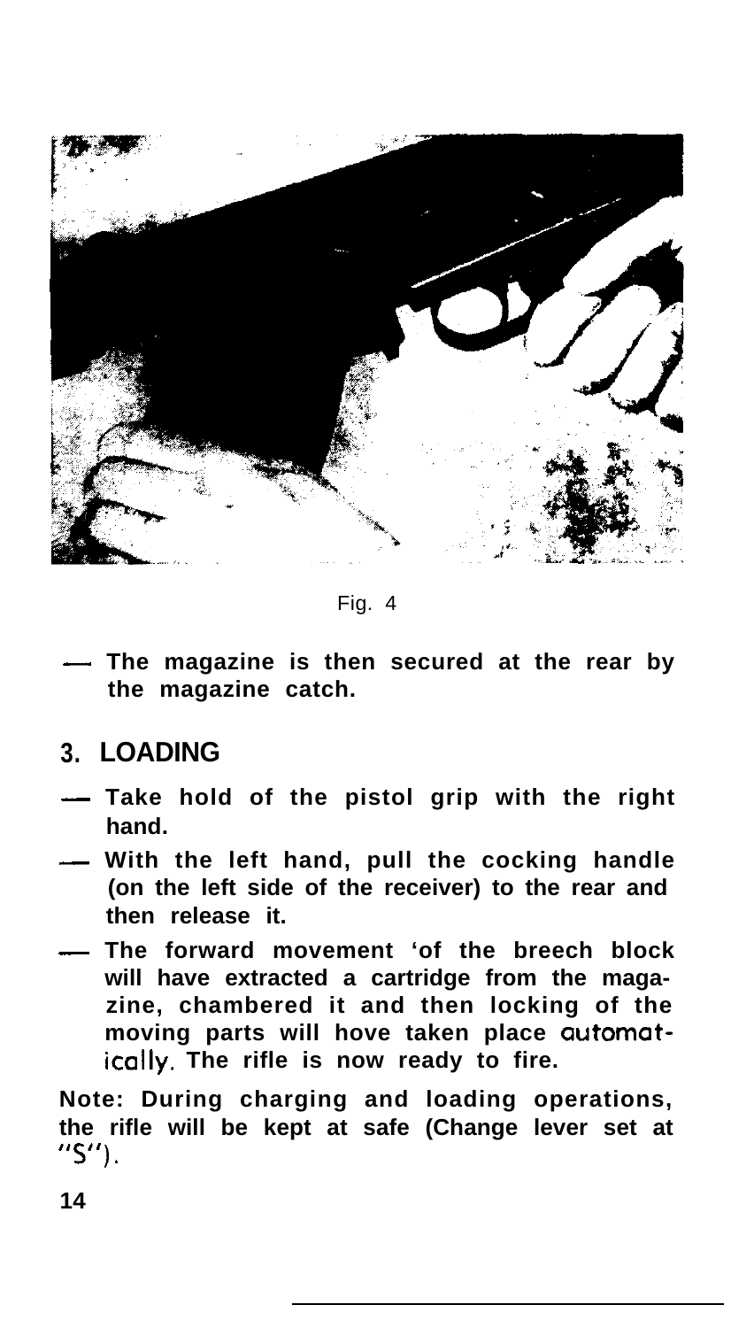Fig. 4

- The magazine is then secured at the rear by the magazine catch.

## 3. LOADING

- Take hold of the pistol grip with the right hand.
- With the left hand, pull the cocking handle (on the left side of the receiver) to the rear and then release it.
- The forward movement 'of the breech block will have extracted a cartridge from the magazine, chambered it and then locking of the moving parts will hove taken place automatically. The rifle is now ready to fire.

**Note: During charging and loading operations, the rifle will be kept at safe (Change lever set at "S").**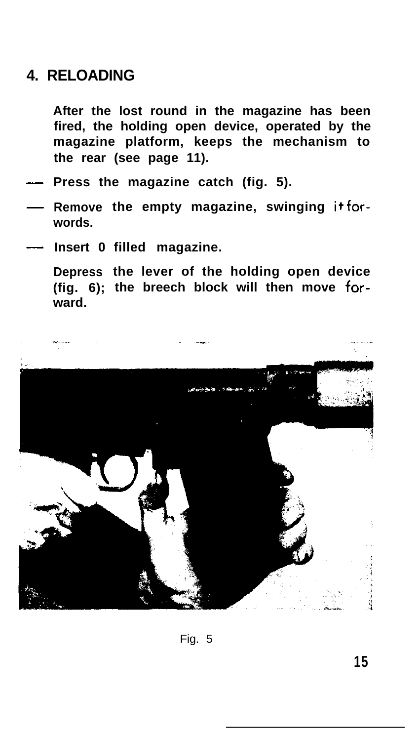## 4. RELOADING

After the lost round in the magazine has been fired, the holding open device, operated by the magazine platform, keeps the mechanism to the rear (see page 11).

- Press the magazine catch (fig. 5).
- Remove the empty magazine, swinging it forwords.
- Insert 0 filled magazine.

Depress the lever of the holding open device (fig. 6); the breech block will then move forward.

Fig. 5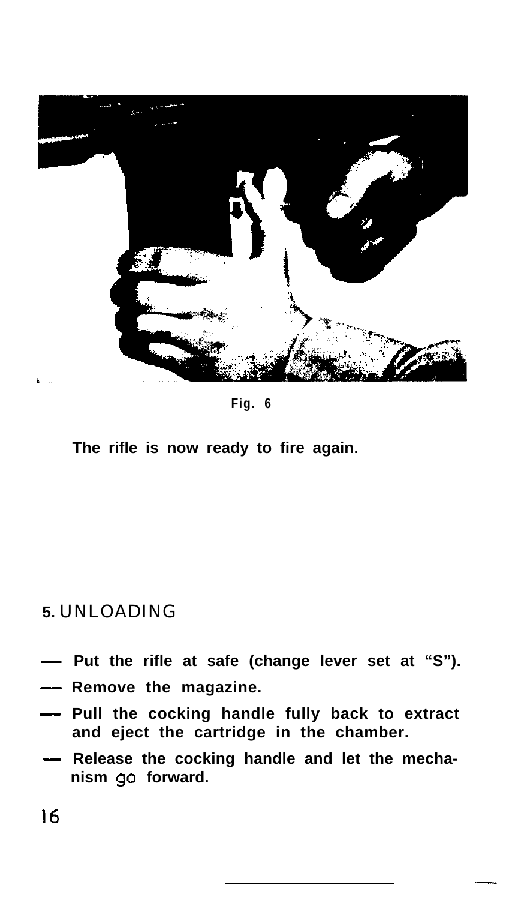Fig. 6

The rifle is now ready to fire again.

## 5. UNLOADING

- Put the rifle at safe (change lever set at "S").
- Remove the magazine.
- Pull the cocking handle fully back to extract and eject the cartridge in the chamber.
- Release the cocking handle and let the mechanism go forward.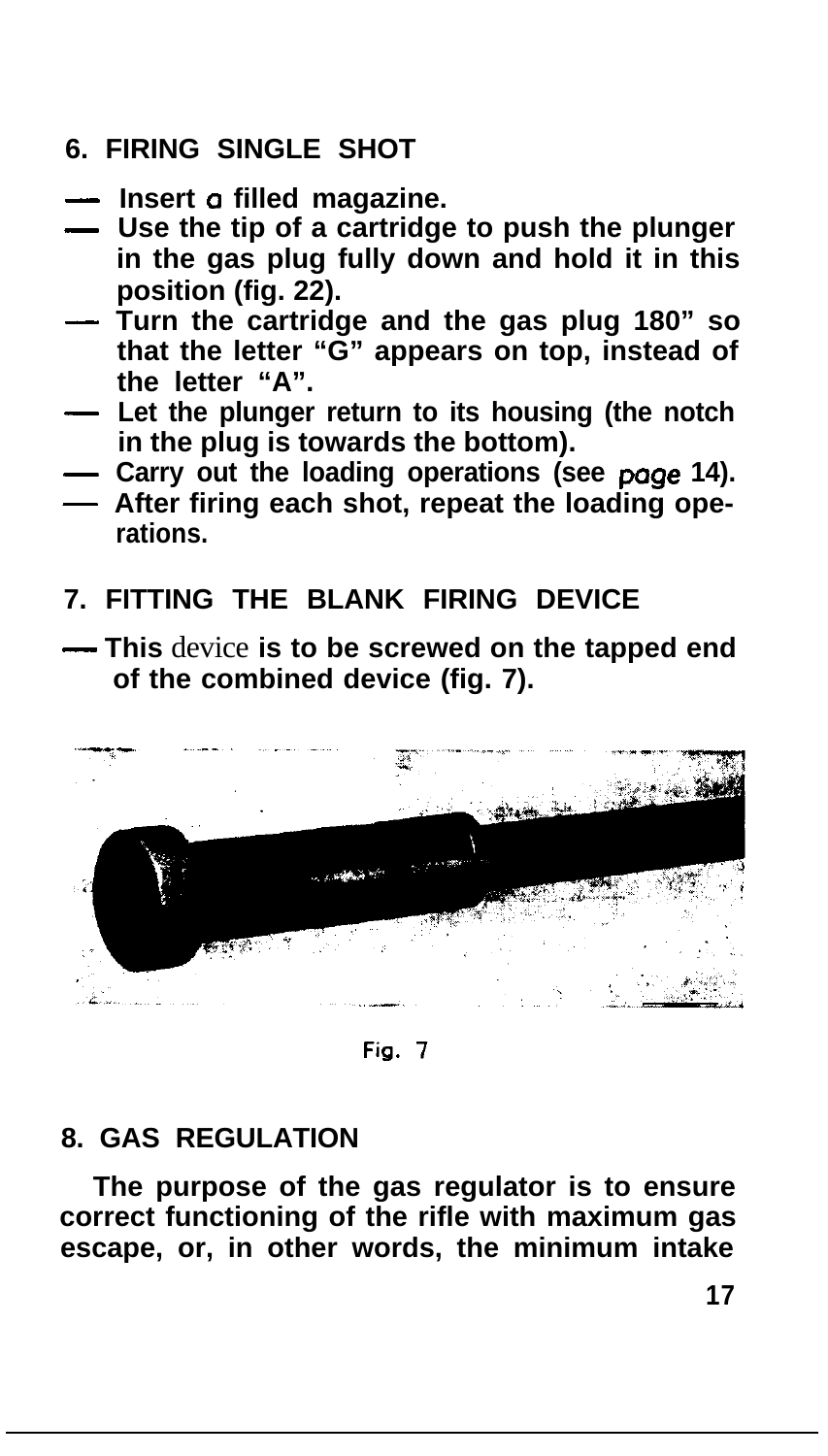## 6. FIRING SINGLE SHOT

- Insert a filled magazine.
- Use the tip of a cartridge to push the plunger in the gas plug fully down and hold it in this position (fig. 22).
- Turn the cartridge and the gas plug 180" so that the letter "G" appears on top, instead of the letter "A".
- Let the plunger return to its housing (the notch in the plug is towards the bottom).
- Carry out the loading operations (see page 14).
- After firing each shot, repeat the loading operations.

## 7. FITTING THE BLANK FIRING DEVICE

- This device is to be screwed on the tapped end of the combined device (fig. 7).

Fig. 7

## 8. GAS REGULATION

The purpose of the gas regulator is to ensure correct functioning of the rifle with maximum gas escape, or, in other words, the minimum intake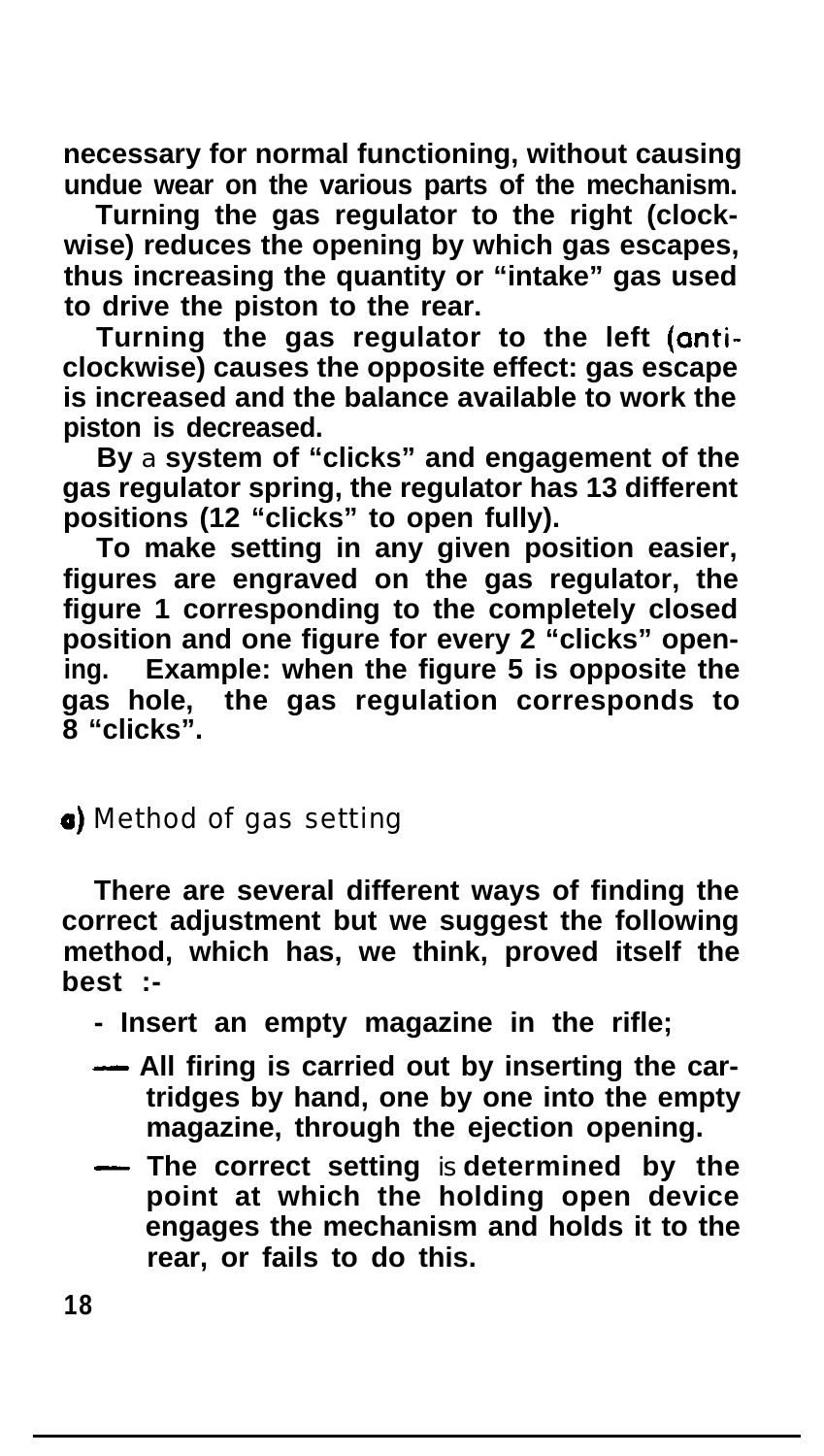**necessary for normal functioning, without causing undue wear on the various parts of the mechanism.**

**Turning the gas regulator to the right (clockwise) reduces the opening by which gas escapes, thus increasing the quantity or "intake" gas used to drive the piston to the rear.**

**Turning the gas regulator to the left (anti-clockwise) causes the opposite effect: gas escape is increased and the balance available to work the piston is decreased.**

**By a system of "clicks" and engagement of the gas regulator spring, the regulator has 13 different positions (12 "clicks" to open fully).**

**To make setting in any given position easier, figures are engraved on the gas regulator, the figure 1 corresponding to the completely closed position and one figure for every 2 "clicks" opening. Example: when the figure 5 is opposite the gas hole, the gas regulation corresponds to 8 "clicks".**

### a) Method of gas setting

**There are several different ways of finding the correct adjustment but we suggest the following method, which has, we think, proved itself the best :-**

- **Insert an empty magazine in the rifle;**
- **All firing is carried out by inserting the cartridges by hand, one by one into the empty magazine, through the ejection opening.**
- **The correct setting is determined by the point at which the holding open device engages the mechanism and holds it to the rear, or fails to do this.**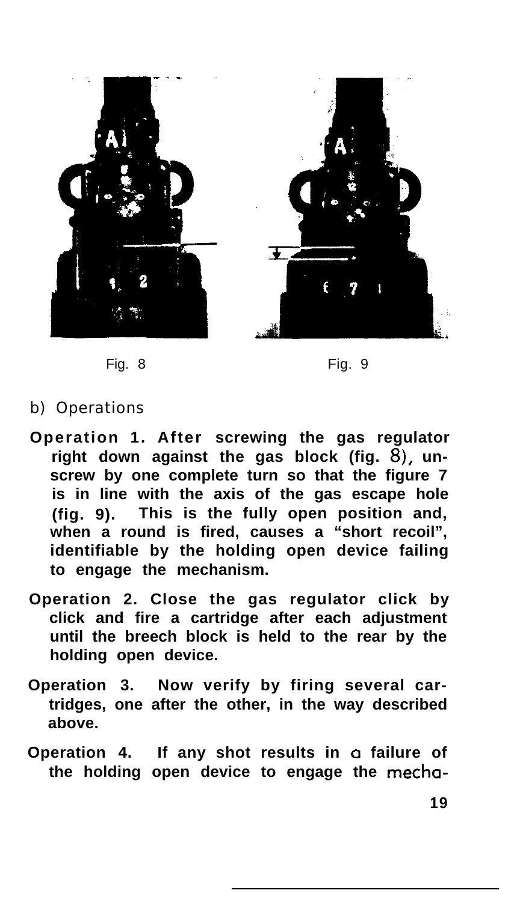Fig. 8 Fig. 9

b) Operations

**Operation 1. After screwing the gas regulator right down against the gas block (fig. 8), unscrew by one complete turn so that the figure 7 is in line with the axis of the gas escape hole (fig. 9). This is the fully open position and, when a round is fired, causes a "short recoil", identifiable by the holding open device failing to engage the mechanism.**

**Operation 2. Close the gas regulator click by click and fire a cartridge after each adjustment until the breech block is held to the rear by the holding open device.**

**Operation 3. Now verify by firing several cartridges, one after the other, in the way described above.**

**Operation 4. If any shot results in a failure of the holding open device to engage the mecha-**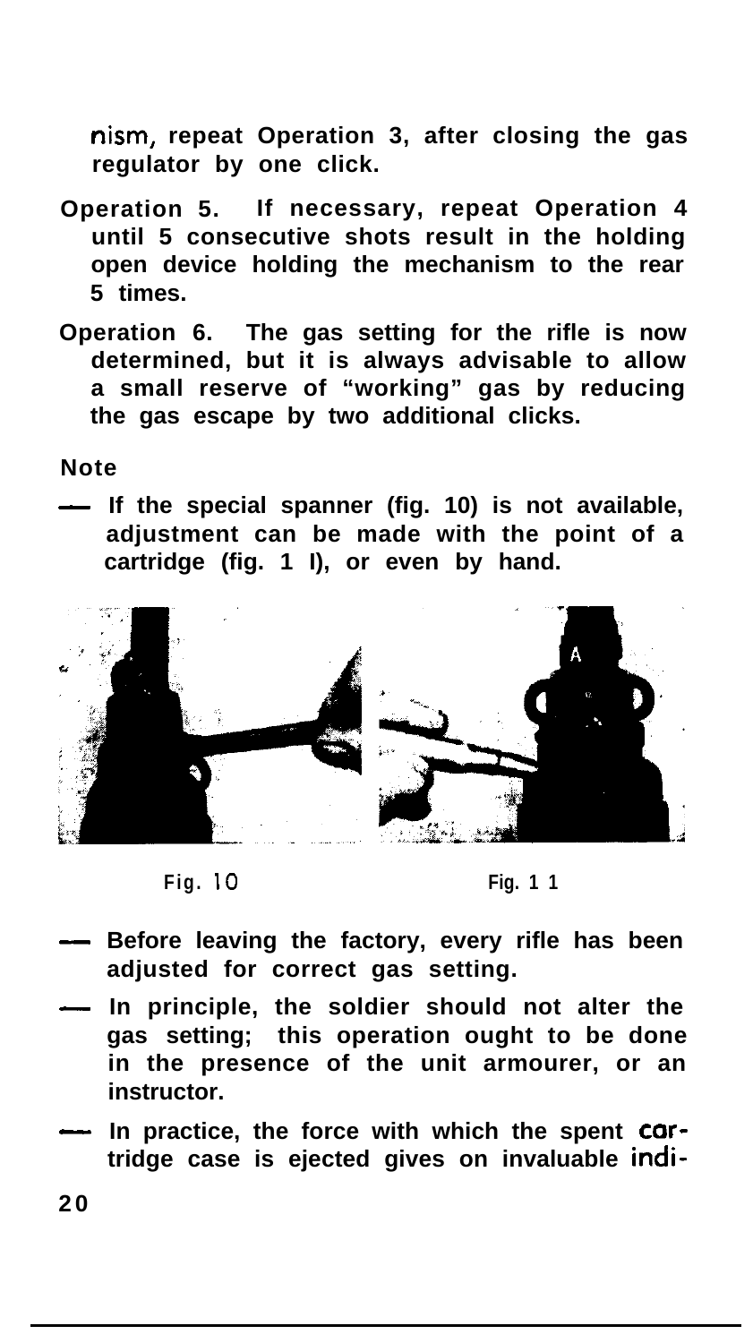nism, repeat Operation 3, after closing the gas regulator by one click.

**Operation 5.** If necessary, repeat Operation 4 until 5 consecutive shots result in the holding open device holding the mechanism to the rear 5 times.

**Operation 6.** The gas setting for the rifle is now determined, but it is always advisable to allow a small reserve of "working" gas by reducing the gas escape by two additional clicks.

**Note**

— If the special spanner (fig. 10) is not available, adjustment can be made with the point of a cartridge (fig. 11), or even by hand.

Fig. 10

Fig. 11

— Before leaving the factory, every rifle has been adjusted for correct gas setting.

— In principle, the soldier should not alter the gas setting; this operation ought to be done in the presence of the unit armourer, or an instructor.

— In practice, the force with which the spent cartridge case is ejected gives on invaluable indi-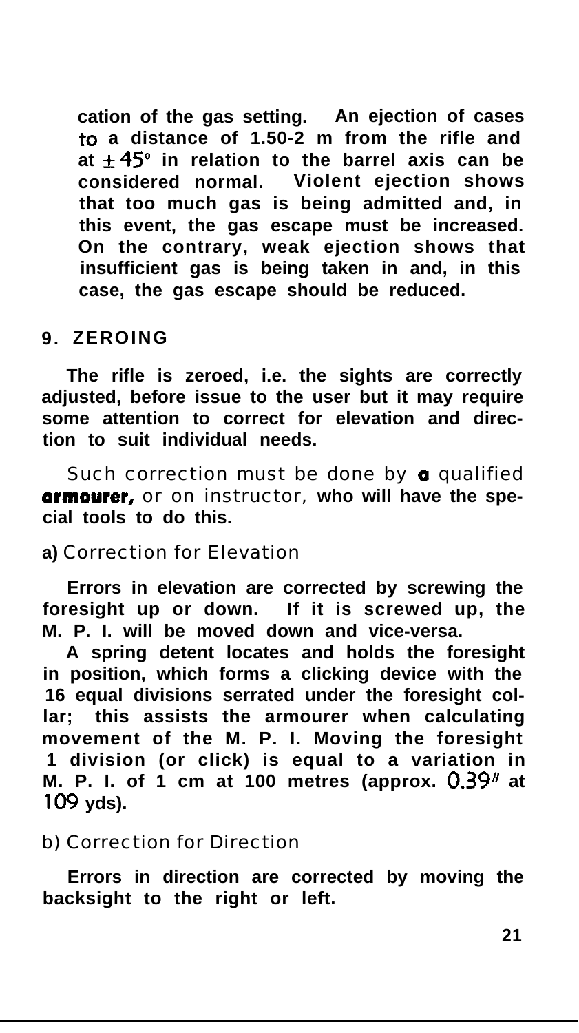cation of the gas setting. An ejection of cases to a distance of 1.50-2 m from the rifle and at $\pm 45°$ in relation to the barrel axis can be considered normal. Violent ejection shows that too much gas is being admitted and, in this event, the gas escape must be increased. On the contrary, weak ejection shows that insufficient gas is being taken in and, in this case, the gas escape should be reduced.

## 9. ZEROING

The rifle is zeroed, i.e. the sights are correctly adjusted, before issue to the user but it may require some attention to correct for elevation and direction to suit individual needs.

Such correction must be done by a qualified armourer, or on instructor, who will have the special tools to do this.

### a) Correction for Elevation

Errors in elevation are corrected by screwing the foresight up or down. If it is screwed up, the M. P. I. will be moved down and vice-versa.

A spring detent locates and holds the foresight in position, which forms a clicking device with the 16 equal divisions serrated under the foresight collar; this assists the armourer when calculating movement of the M. P. I. Moving the foresight 1 division (or click) is equal to a variation in M. P. I. of 1 cm at 100 metres (approx. 0.39" at 109 yds).

### b) Correction for Direction

Errors in direction are corrected by moving the backsight to the right or left.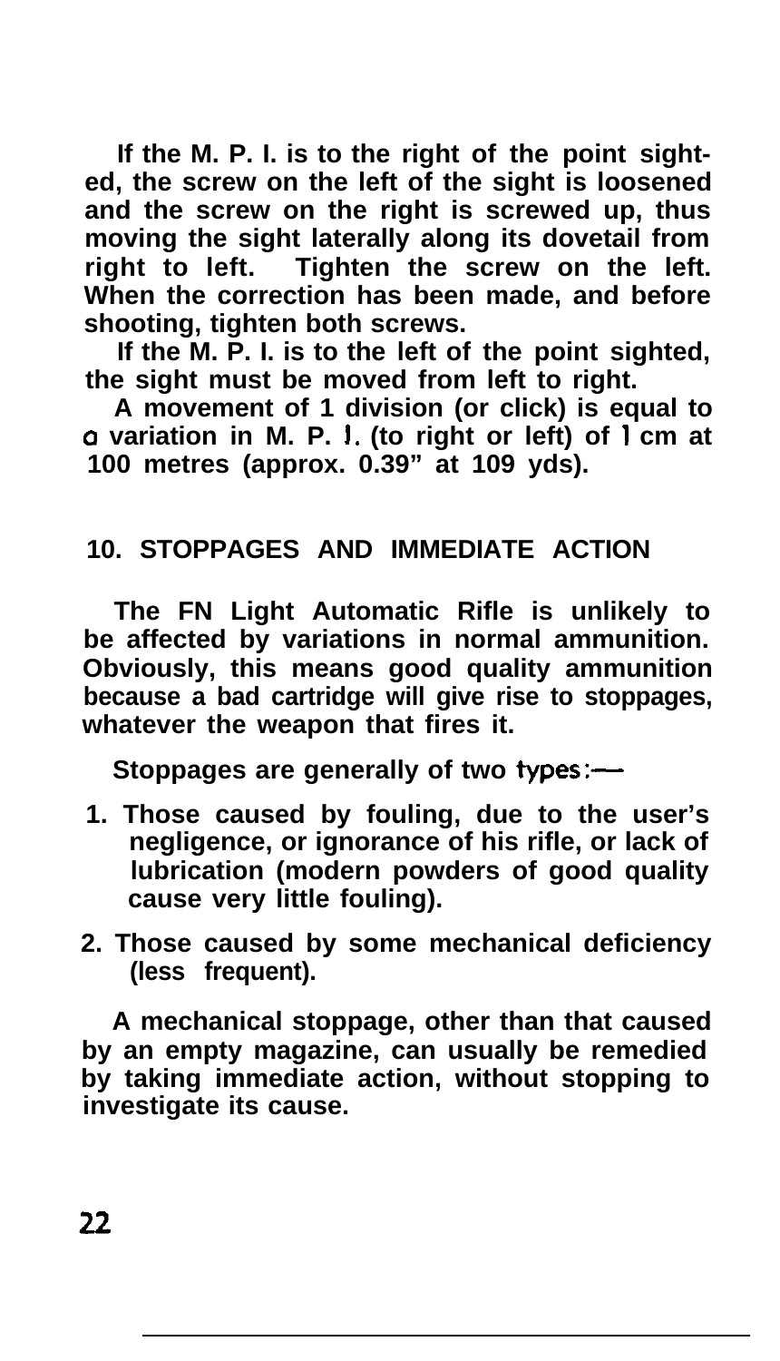If the M. P. I. is to the right of the point sighted, the screw on the left of the sight is loosened and the screw on the right is screwed up, thus moving the sight laterally along its dovetail from right to left. Tighten the screw on the left. When the correction has been made, and before shooting, tighten both screws.

If the M. P. I. is to the left of the point sighted, the sight must be moved from left to right.

A movement of 1 division (or click) is equal to a variation in M. P. I. (to right or left) of 1 cm at 100 metres (approx. 0.39" at 109 yds).

## 10. STOPPAGES AND IMMEDIATE ACTION

The FN Light Automatic Rifle is unlikely to be affected by variations in normal ammunition. Obviously, this means good quality ammunition because a bad cartridge will give rise to stoppages, whatever the weapon that fires it.

Stoppages are generally of two types:—

1. Those caused by fouling, due to the user's negligence, or ignorance of his rifle, or lack of lubrication (modern powders of good quality cause very little fouling).
2. Those caused by some mechanical deficiency (less frequent).

A mechanical stoppage, other than that caused by an empty magazine, can usually be remedied by taking immediate action, without stopping to investigate its cause.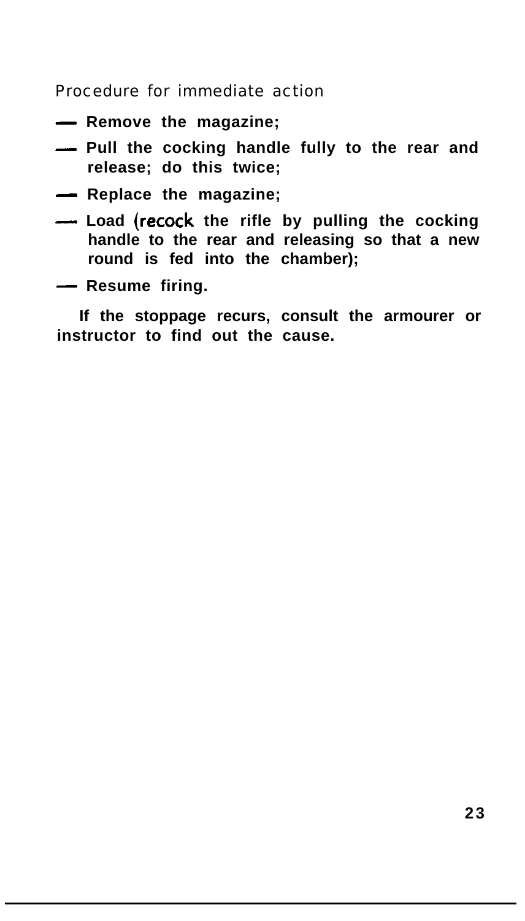Procedure for immediate action

- **Remove the magazine;**
- **Pull the cocking handle fully to the rear and release; do this twice;**
- **Replace the magazine;**
- **Load (recock the rifle by pulling the cocking handle to the rear and releasing so that a new round is fed into the chamber);**
- **Resume firing.**

**If the stoppage recurs, consult the armourer or instructor to find out the cause.**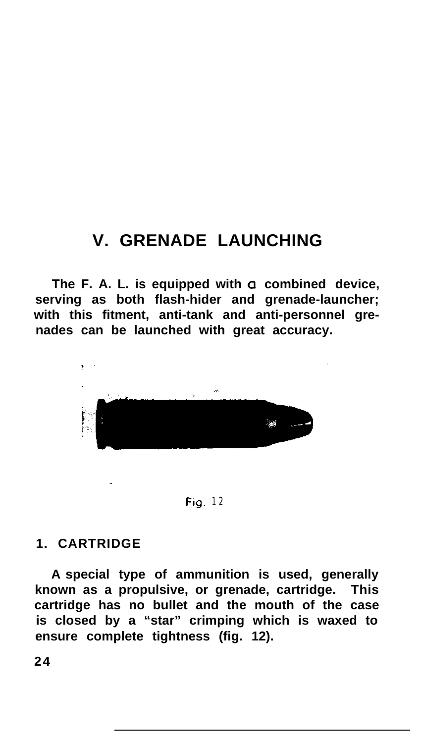## V. GRENADE LAUNCHING

**The F. A. L. is equipped with a combined device, serving as both flash-hider and grenade-launcher; with this fitment, anti-tank and anti-personnel grenades can be launched with great accuracy.**

Fig. 12

### 1. CARTRIDGE

**A special type of ammunition is used, generally known as a propulsive, or grenade, cartridge. This cartridge has no bullet and the mouth of the case is closed by a "star" crimping which is waxed to ensure complete tightness (fig. 12).**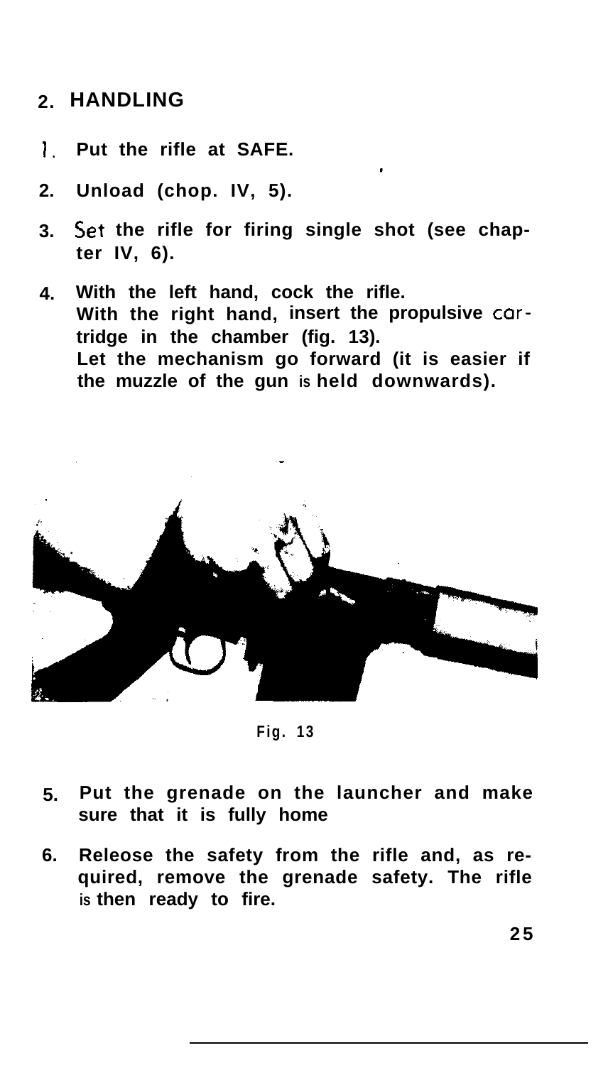## 2. HANDLING

1. Put the rifle at SAFE.
2. Unload (chop. IV, 5).
3. Set the rifle for firing single shot (see chapter IV, 6).
4. With the left hand, cock the rifle.
   With the right hand, insert the propulsive cartridge in the chamber (fig. 13).
   Let the mechanism go forward (it is easier if the muzzle of the gun is held downwards).

Fig. 13

5. Put the grenade on the launcher and make sure that it is fully home
6. Releose the safety from the rifle and, as required, remove the grenade safety. The rifle is then ready to fire.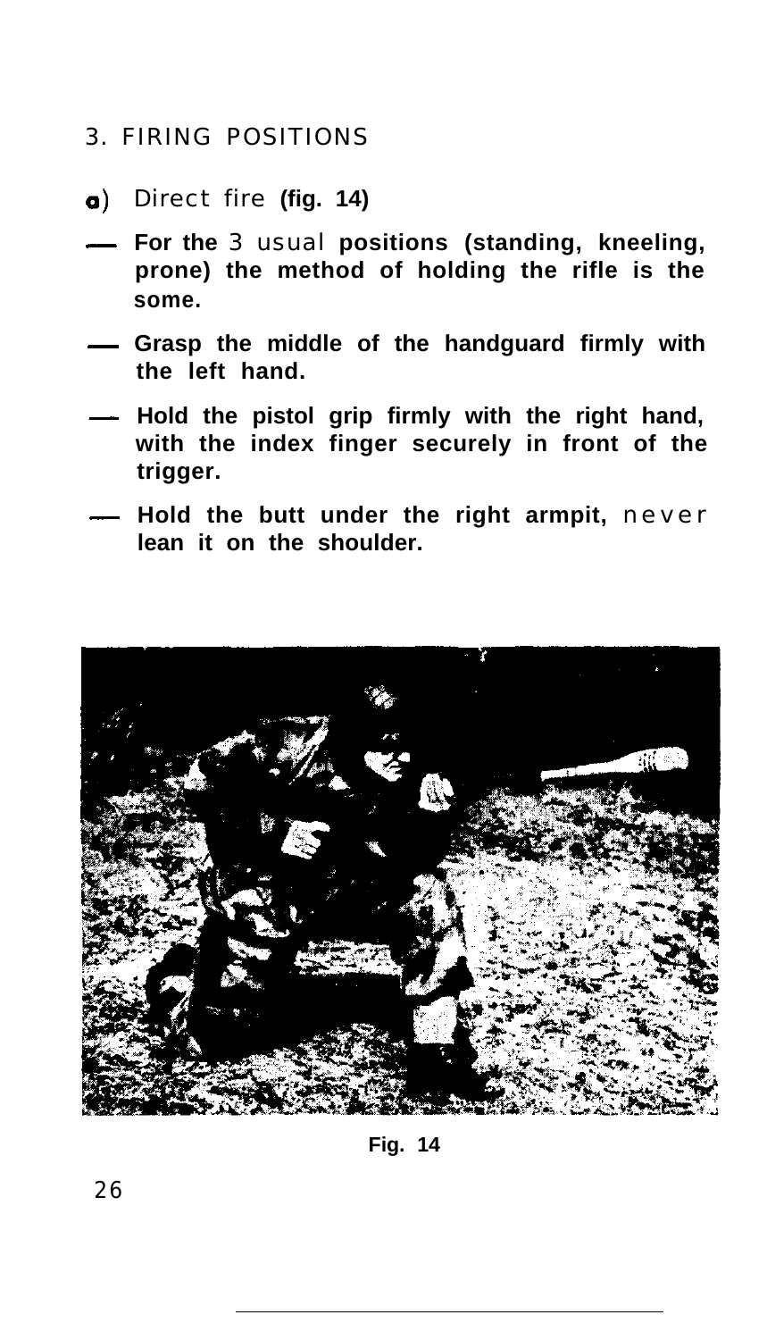## 3. FIRING POSITIONS

**a)** Direct fire **(fig. 14)**

- **For the** 3 usual **positions (standing, kneeling, prone) the method of holding the rifle is the some.**
- **Grasp the middle of the handguard firmly with the left hand.**
- **Hold the pistol grip firmly with the right hand, with the index finger securely in front of the trigger.**
- **Hold the butt under the right armpit,** never **lean it on the shoulder.**

**Fig. 14**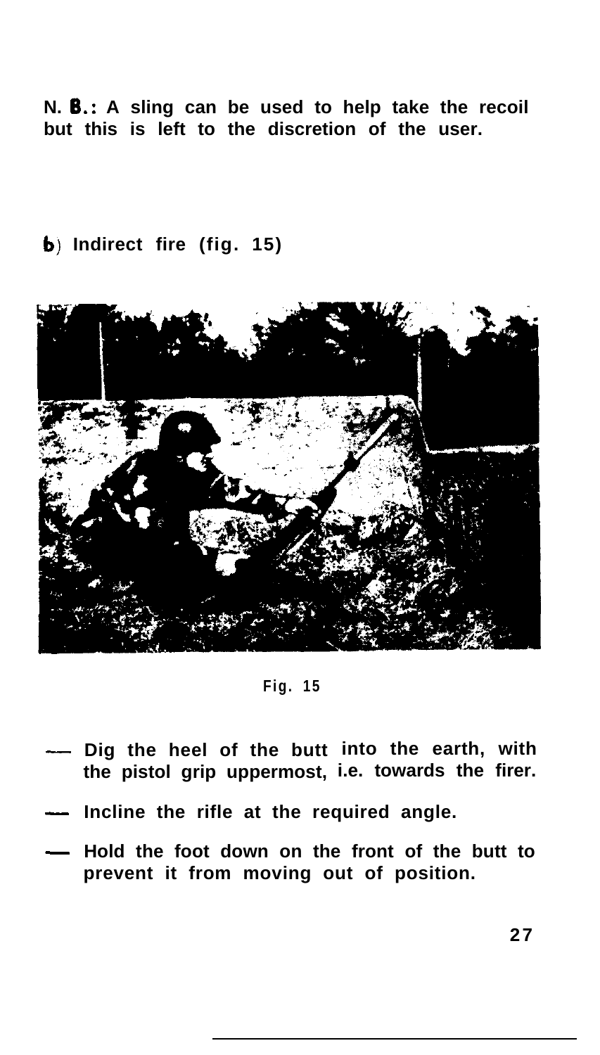**N. B.: A sling can be used to help take the recoil but this is left to the discretion of the user.**

**b) Indirect fire (fig. 15)**

**Fig. 15**

- **Dig the heel of the butt into the earth, with the pistol grip uppermost, i.e. towards the firer.**
- **Incline the rifle at the required angle.**
- **Hold the foot down on the front of the butt to prevent it from moving out of position.**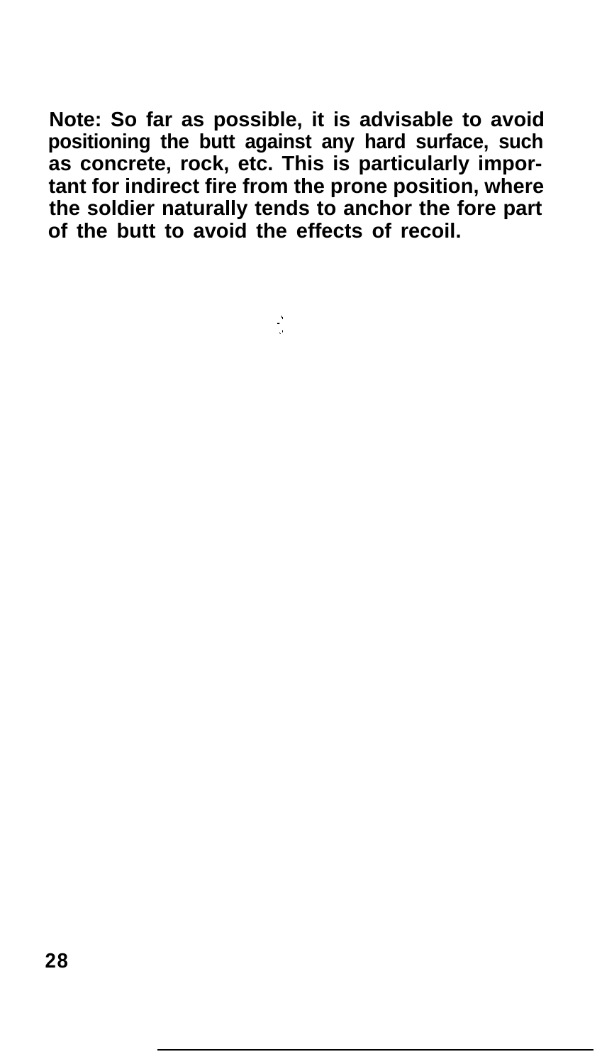**Note: So far as possible, it is advisable to avoid positioning the butt against any hard surface, such as concrete, rock, etc. This is particularly important for indirect fire from the prone position, where the soldier naturally tends to anchor the fore part of the butt to avoid the effects of recoil.**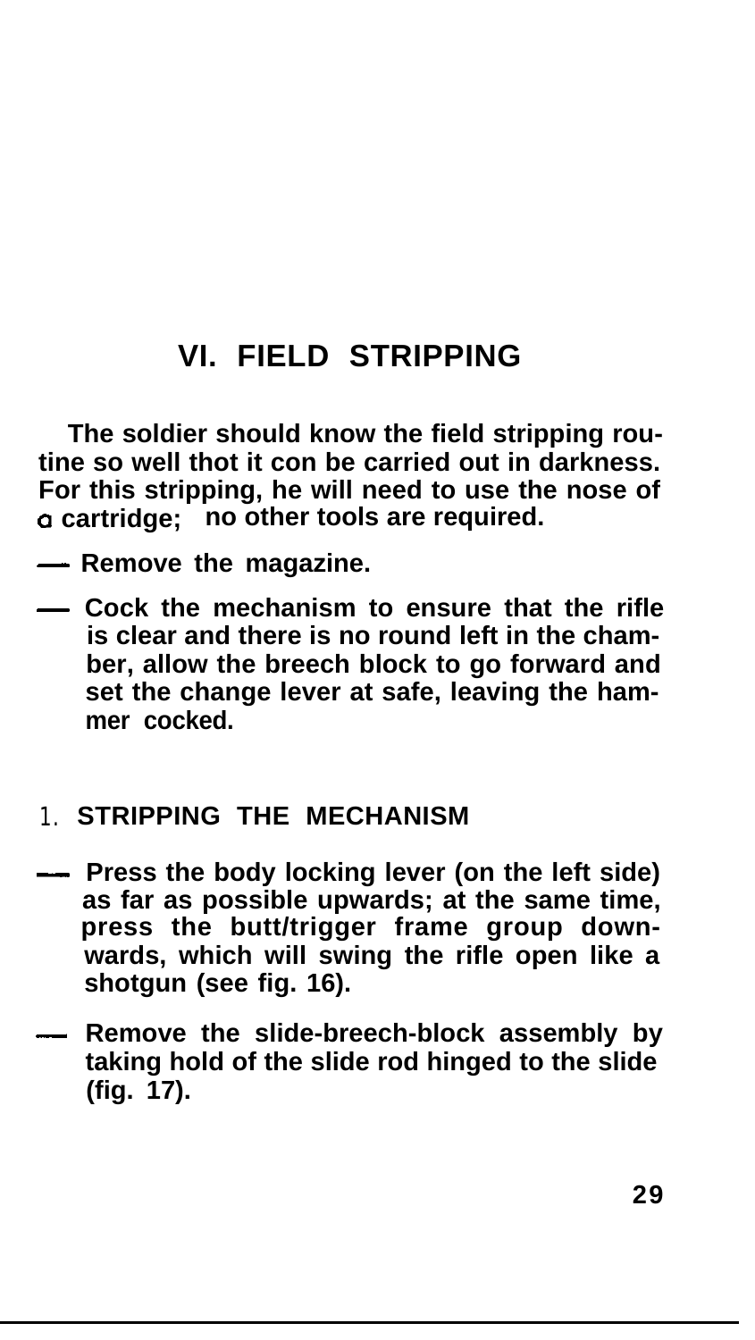# VI. FIELD STRIPPING

The soldier should know the field stripping routine so well thot it con be carried out in darkness. For this stripping, he will need to use the nose of o cartridge; no other tools are required.

- Remove the magazine.
- Cock the mechanism to ensure that the rifle is clear and there is no round left in the chamber, allow the breech block to go forward and set the change lever at safe, leaving the hammer cocked.

## 1. STRIPPING THE MECHANISM

- Press the body locking lever (on the left side) as far as possible upwards; at the same time, press the butt/trigger frame group downwards, which will swing the rifle open like a shotgun (see fig. 16).
- Remove the slide-breech-block assembly by taking hold of the slide rod hinged to the slide (fig. 17).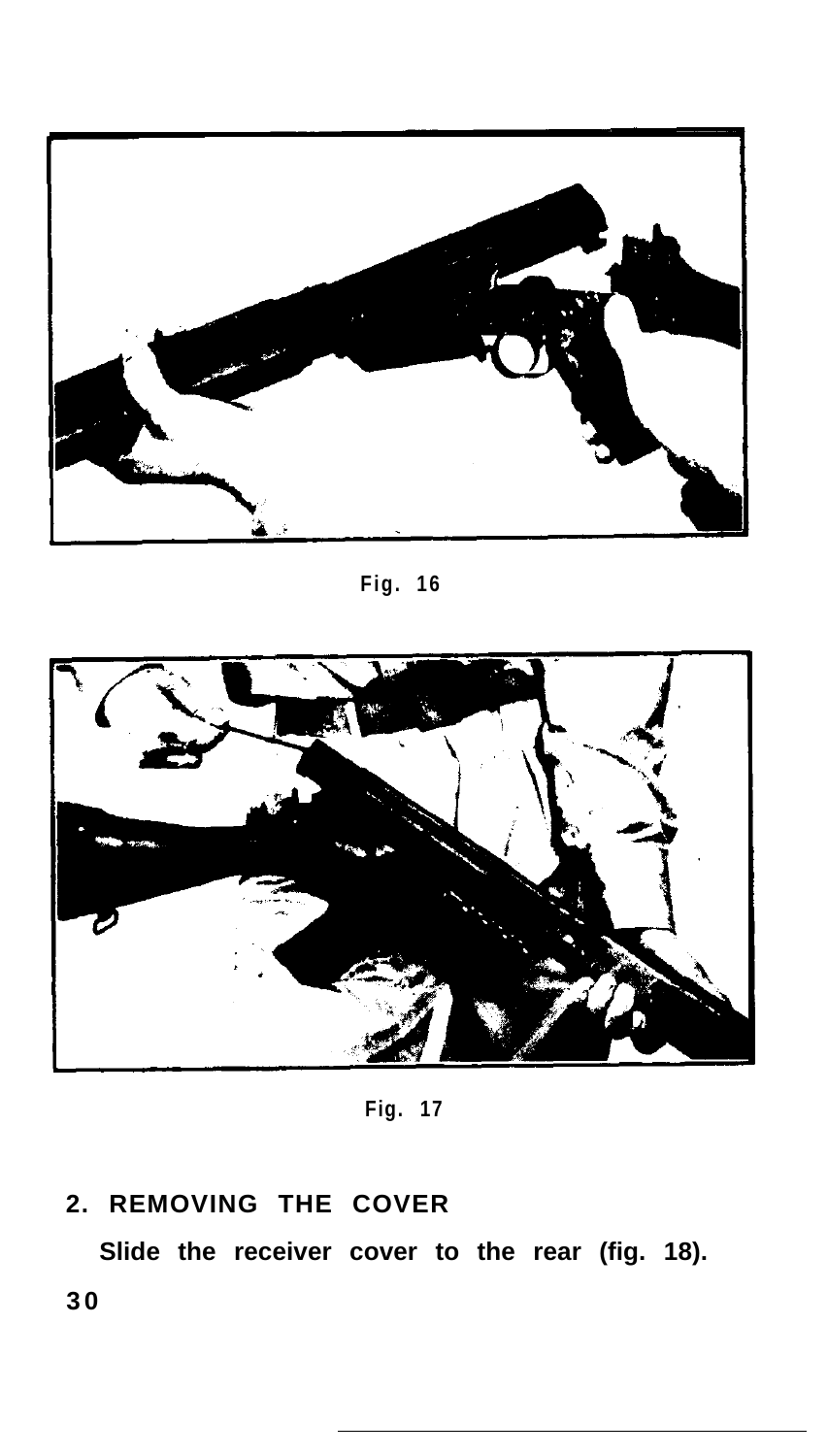Fig. 16

Fig. 17

## 2. REMOVING THE COVER

Slide the receiver cover to the rear (fig. 18).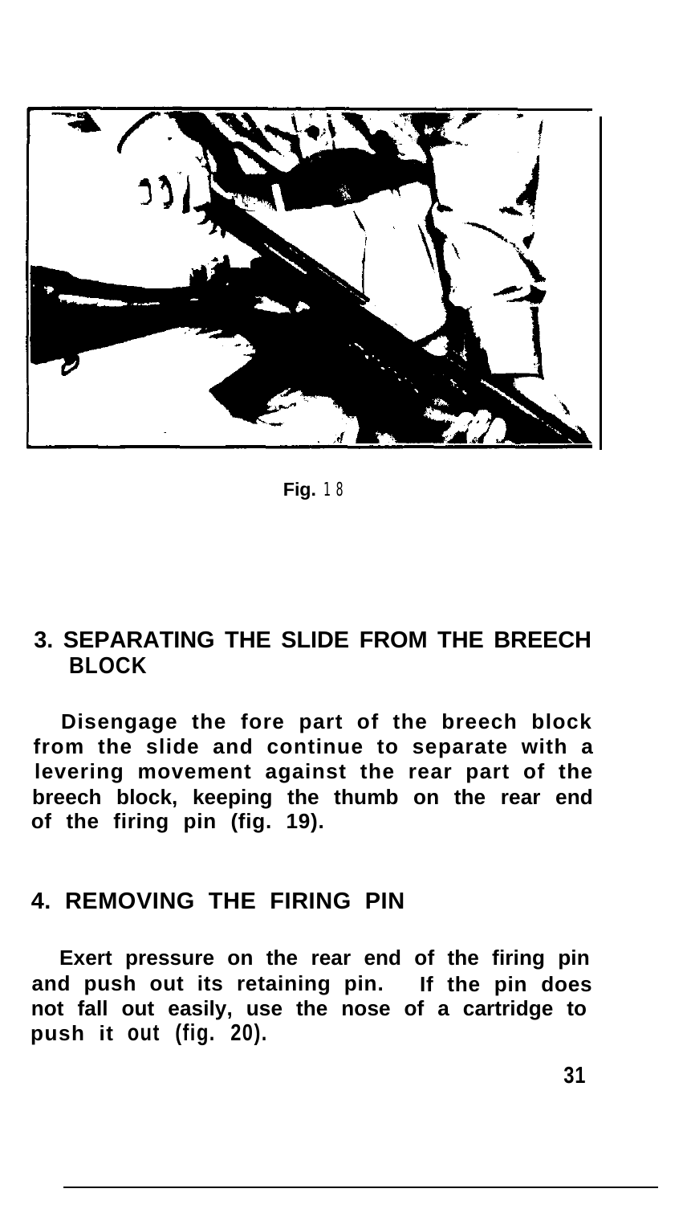Fig. 18

### 3. SEPARATING THE SLIDE FROM THE BREECH BLOCK

Disengage the fore part of the breech block from the slide and continue to separate with a levering movement against the rear part of the breech block, keeping the thumb on the rear end of the firing pin (fig. 19).

### 4. REMOVING THE FIRING PIN

Exert pressure on the rear end of the firing pin and push out its retaining pin. If the pin does not fall out easily, use the nose of a cartridge to push it out (fig. 20).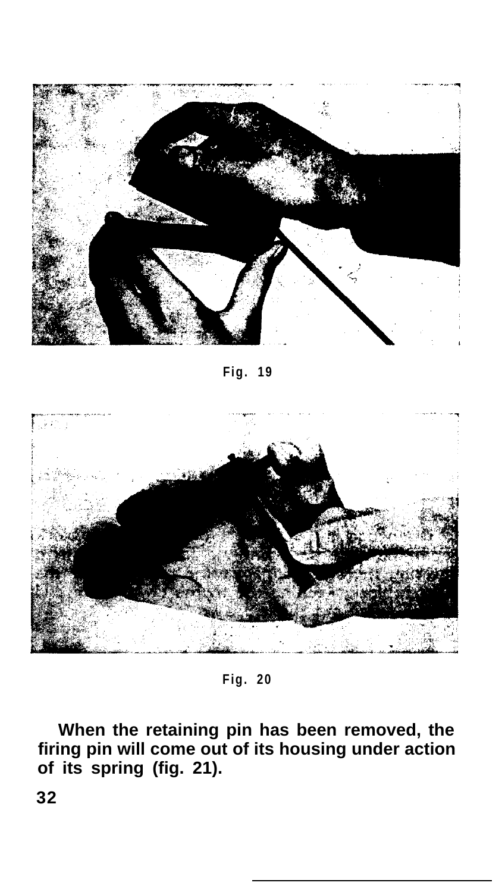Fig. 19

Fig. 20

**When the retaining pin has been removed, the firing pin will come out of its housing under action of its spring (fig. 21).**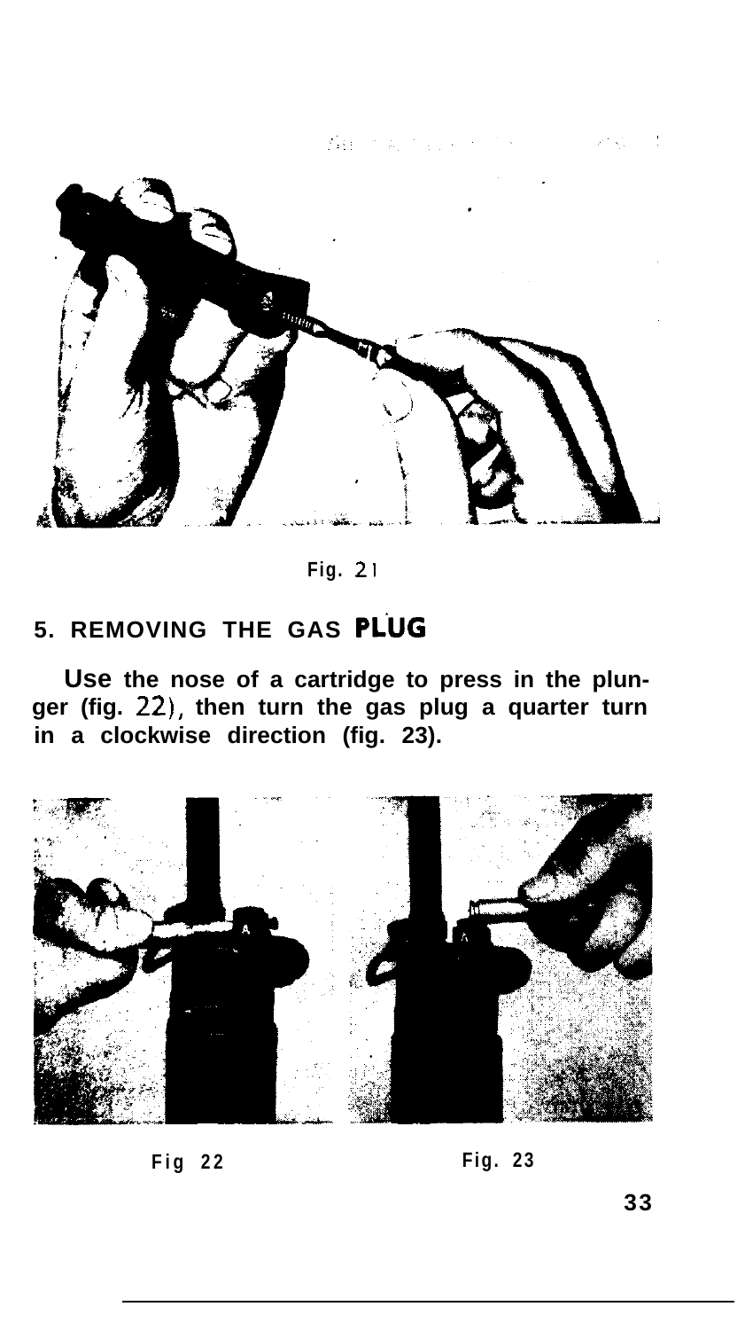Fig. 21

## 5. REMOVING THE GAS PLUG

Use the nose of a cartridge to press in the plunger (fig. 22), then turn the gas plug a quarter turn in a clockwise direction (fig. 23).

Fig 22

Fig. 23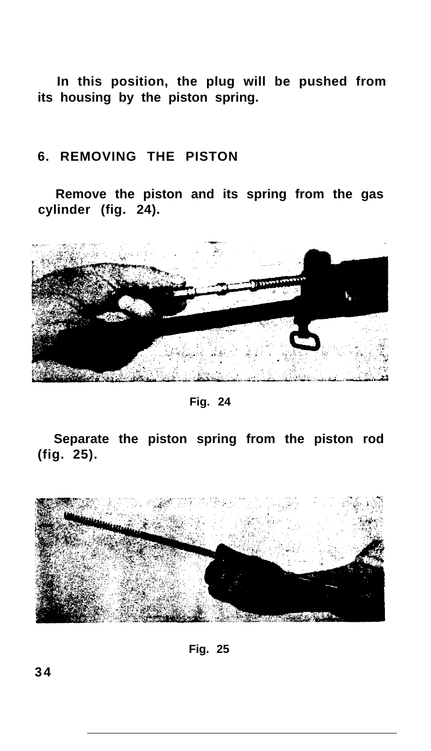In this position, the plug will be pushed from its housing by the piston spring.

## 6. REMOVING THE PISTON

Remove the piston and its spring from the gas cylinder (fig. 24).

Fig. 24

Separate the piston spring from the piston rod (fig. 25).

Fig. 25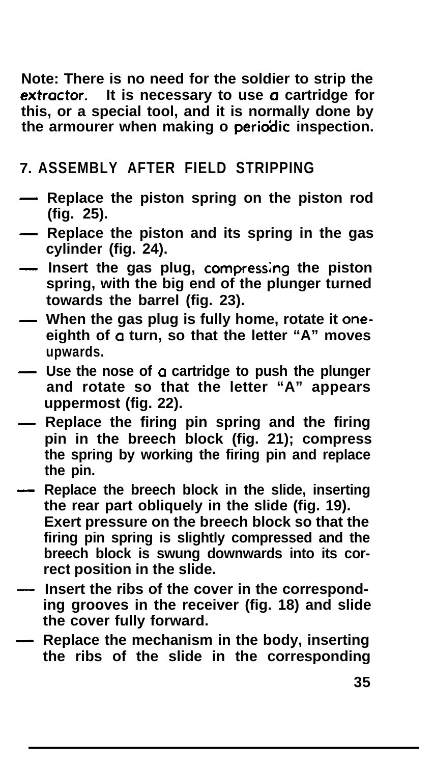**Note: There is no need for the soldier to strip the extractor. It is necessary to use a cartridge for this, or a special tool, and it is normally done by the armourer when making o periodic inspection.**

## 7. ASSEMBLY AFTER FIELD STRIPPING

- **Replace the piston spring on the piston rod (fig. 25).**
- **Replace the piston and its spring in the gas cylinder (fig. 24).**
- **Insert the gas plug, compressing the piston spring, with the big end of the plunger turned towards the barrel (fig. 23).**
- **When the gas plug is fully home, rotate it one-eighth of a turn, so that the letter "A" moves upwards.**
- **Use the nose of a cartridge to push the plunger and rotate so that the letter "A" appears uppermost (fig. 22).**
- **Replace the firing pin spring and the firing pin in the breech block (fig. 21); compress the spring by working the firing pin and replace the pin.**
- **Replace the breech block in the slide, inserting the rear part obliquely in the slide (fig. 19). Exert pressure on the breech block so that the firing pin spring is slightly compressed and the breech block is swung downwards into its correct position in the slide.**
- **Insert the ribs of the cover in the corresponding grooves in the receiver (fig. 18) and slide the cover fully forward.**
- **Replace the mechanism in the body, inserting the ribs of the slide in the corresponding**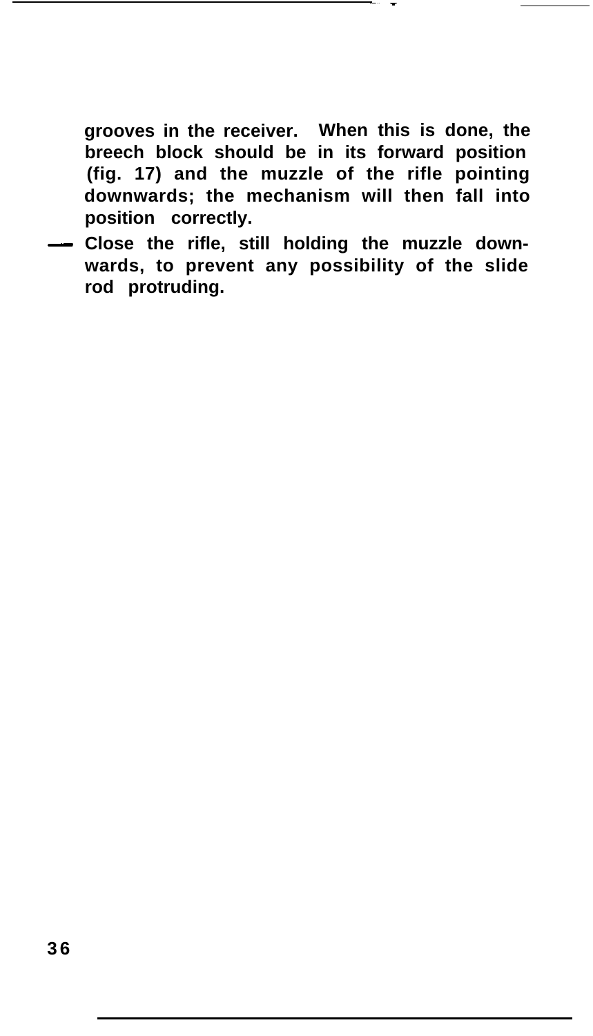grooves in the receiver. When this is done, the breech block should be in its forward position (fig. 17) and the muzzle of the rifle pointing downwards; the mechanism will then fall into position correctly.

— Close the rifle, still holding the muzzle downwards, to prevent any possibility of the slide rod protruding.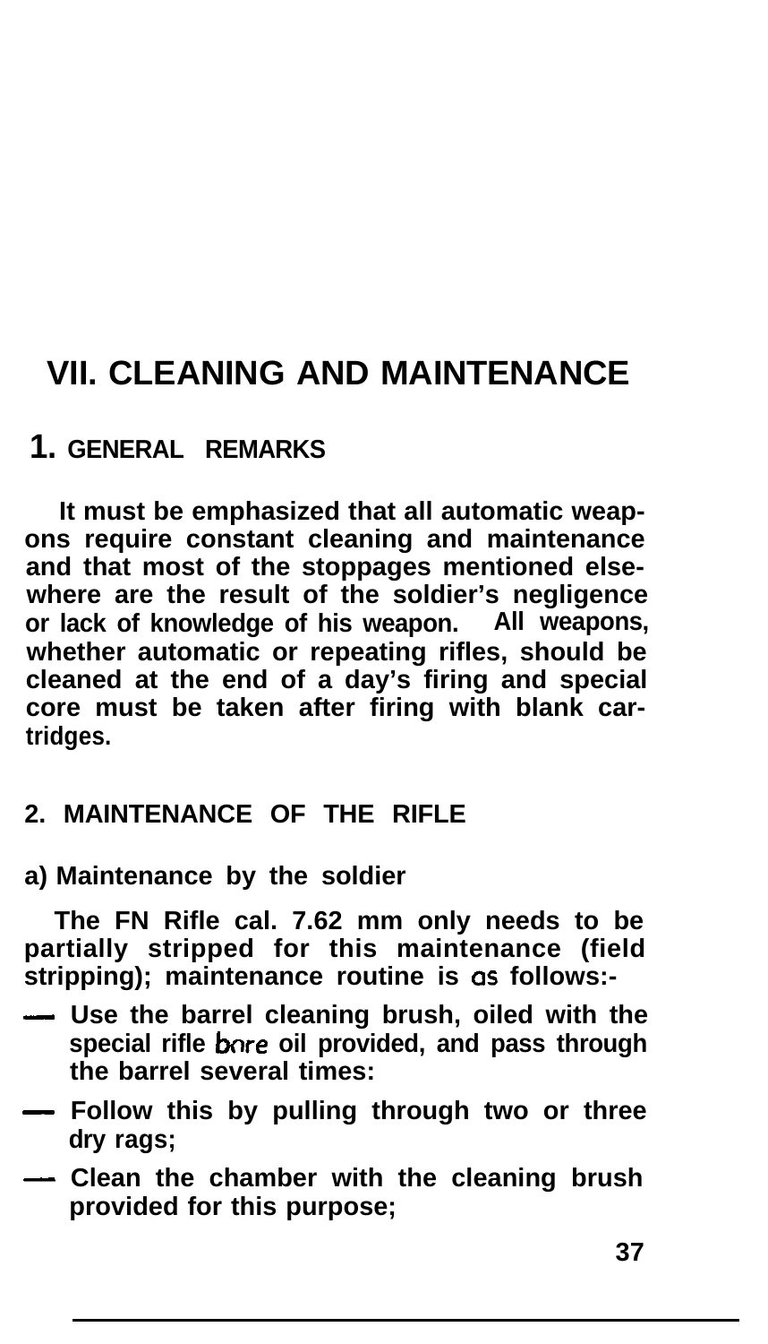# VII. CLEANING AND MAINTENANCE

## 1. GENERAL REMARKS

It must be emphasized that all automatic weapons require constant cleaning and maintenance and that most of the stoppages mentioned elsewhere are the result of the soldier's negligence or lack of knowledge of his weapon. All weapons, whether automatic or repeating rifles, should be cleaned at the end of a day's firing and special core must be taken after firing with blank cartridges.

## 2. MAINTENANCE OF THE RIFLE

### a) Maintenance by the soldier

The FN Rifle cal. 7.62 mm only needs to be partially stripped for this maintenance (field stripping); maintenance routine is as follows:-

- Use the barrel cleaning brush, oiled with the special rifle bore oil provided, and pass through the barrel several times:
- Follow this by pulling through two or three dry rags;
- Clean the chamber with the cleaning brush provided for this purpose;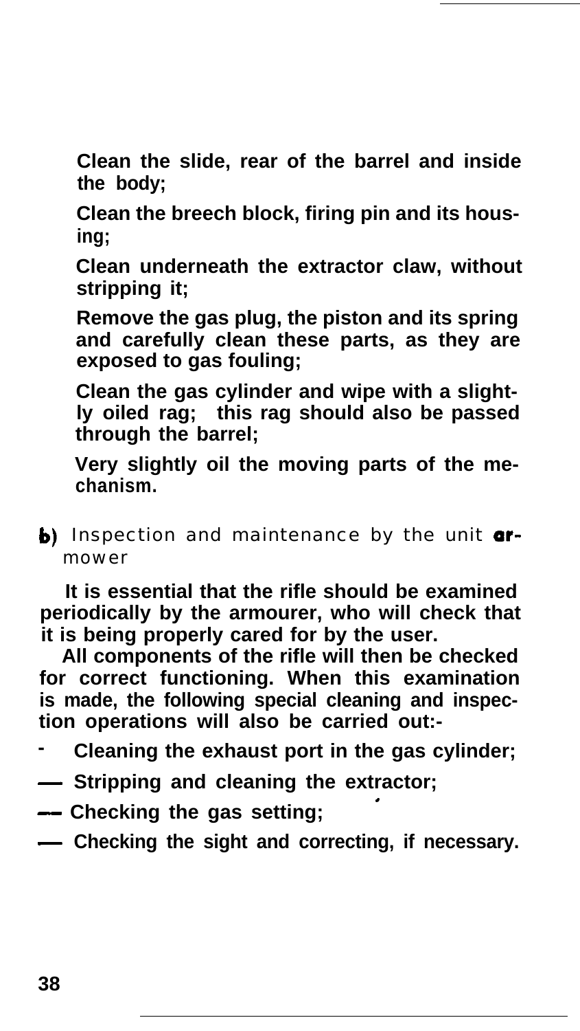**Clean the slide, rear of the barrel and inside the body;**

**Clean the breech block, firing pin and its housing;**

**Clean underneath the extractor claw, without stripping it;**

**Remove the gas plug, the piston and its spring and carefully clean these parts, as they are exposed to gas fouling;**

**Clean the gas cylinder and wipe with a slightly oiled rag; this rag should also be passed through the barrel;**

**Very slightly oil the moving parts of the mechanism.**

**b)** Inspection and maintenance by the unit armower

**It is essential that the rifle should be examined periodically by the armourer, who will check that it is being properly cared for by the user.**

**All components of the rifle will then be checked for correct functioning. When this examination is made, the following special cleaning and inspection operations will also be carried out:-**

- **Cleaning the exhaust port in the gas cylinder;**
- **Stripping and cleaning the extractor;**
- **Checking the gas setting;**
- **Checking the sight and correcting, if necessary.**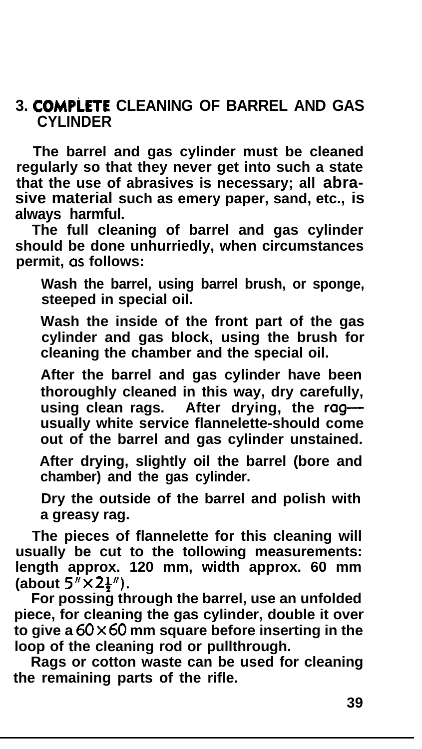## 3. COMPLETE CLEANING OF BARREL AND GAS CYLINDER

The barrel and gas cylinder must be cleaned regularly so that they never get into such a state that the use of abrasives is necessary; all abrasive material such as emery paper, sand, etc., is always harmful.

The full cleaning of barrel and gas cylinder should be done unhurriedly, when circumstances permit, as follows:

Wash the barrel, using barrel brush, or sponge, steeped in special oil.

Wash the inside of the front part of the gas cylinder and gas block, using the brush for cleaning the chamber and the special oil.

After the barrel and gas cylinder have been thoroughly cleaned in this way, dry carefully, using clean rags. After drying, the rag—usually white service flannelette-should come out of the barrel and gas cylinder unstained.

After drying, slightly oil the barrel (bore and chamber) and the gas cylinder.

Dry the outside of the barrel and polish with a greasy rag.

The pieces of flannelette for this cleaning will usually be cut to the tollowing measurements: length approx. 120 mm, width approx. 60 mm (about $5'' \times 2\frac{1}{2}''$).

For possing through the barrel, use an unfolded piece, for cleaning the gas cylinder, double it over to give a $60 \times 60$ mm square before inserting in the loop of the cleaning rod or pullthrough.

Rags or cotton waste can be used for cleaning the remaining parts of the rifle.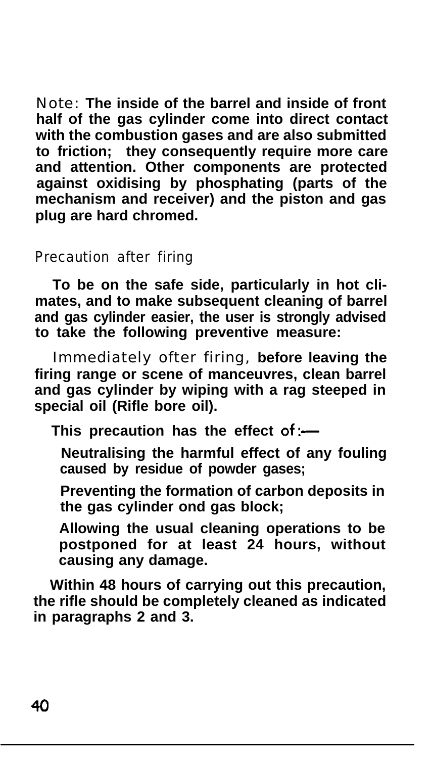Note: **The inside of the barrel and inside of front half of the gas cylinder come into direct contact with the combustion gases and are also submitted to friction; they consequently require more care and attention. Other components are protected against oxidising by phosphating (parts of the mechanism and receiver) and the piston and gas plug are hard chromed.**

## Precaution after firing

**To be on the safe side, particularly in hot climates, and to make subsequent cleaning of barrel and gas cylinder easier, the user is strongly advised to take the following preventive measure:**

Immediately ofter firing, **before leaving the firing range or scene of manceuvres, clean barrel and gas cylinder by wiping with a rag steeped in special oil (Rifle bore oil).**

**This precaution has the effect of:—**

- **Neutralising the harmful effect of any fouling caused by residue of powder gases;**
- **Preventing the formation of carbon deposits in the gas cylinder ond gas block;**
- **Allowing the usual cleaning operations to be postponed for at least 24 hours, without causing any damage.**

**Within 48 hours of carrying out this precaution, the rifle should be completely cleaned as indicated in paragraphs 2 and 3.**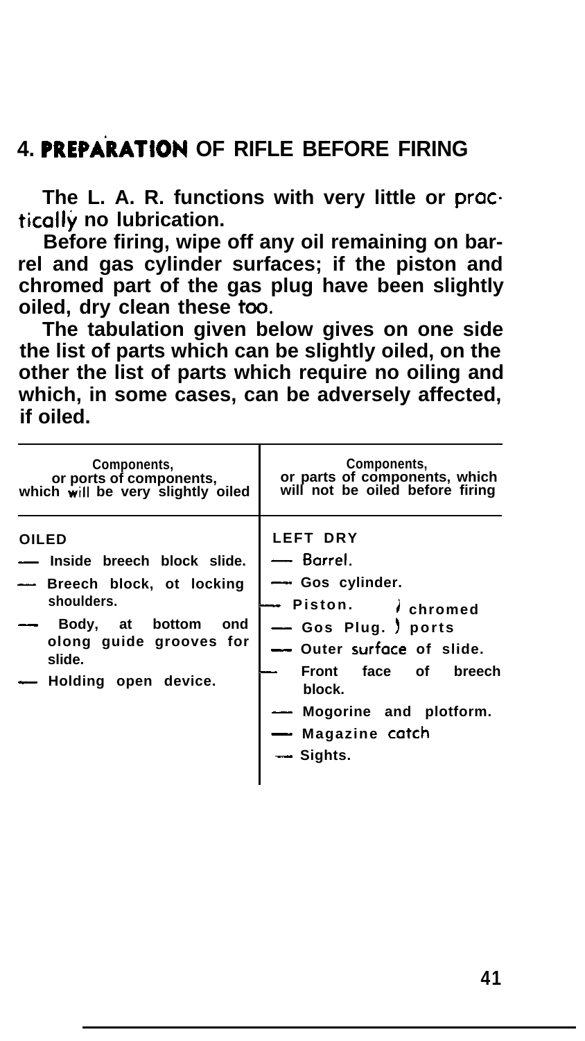## 4. PREPARATION OF RIFLE BEFORE FIRING

The L. A. R. functions with very little or practically no lubrication.

Before firing, wipe off any oil remaining on barrel and gas cylinder surfaces; if the piston and chromed part of the gas plug have been slightly oiled, dry clean these too.

The tabulation given below gives on one side the list of parts which can be slightly oiled, on the other the list of parts which require no oiling and which, in some cases, can be adversely affected, if oiled.

| Components, or ports of components, which will be very slightly oiled | Components, or parts of components, which will not be oiled before firing |
|---|---|
| **OILED** | **LEFT DRY** |
| — Inside breech block slide. | — Barrel. |
| — Breech block, ot locking shoulders. | — Gos cylinder. |
| — Body, at bottom ond olong guide grooves for slide. | — Piston. } chromed |
| — Holding open device. | — Gos Plug. } ports |
| | — Outer surface of slide. |
| | — Front face of breech block. |
| | — Mogorine and plotform. |
| | — Magazine catch |
| | — Sights. |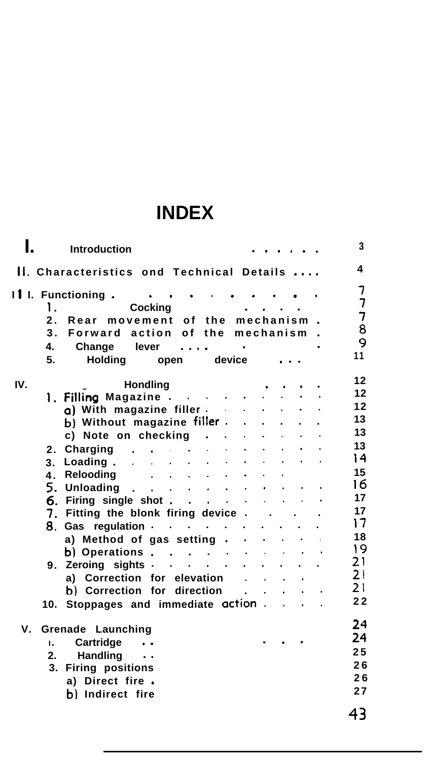# INDEX

| | | |
|---|---|---|
| I. | Introduction | 3 |
| II. | Characteristics ond Technical Details | 4 |
| III. | Functioning | 7 |
| | 1. Cocking | 7 |
| | 2. Rear movement of the mechanism | 7 |
| | 3. Forward action of the mechanism | 8 |
| | 4. Change lever | 9 |
| | 5. Holding open device | 11 |
| IV. | Hondling | 12 |
| | 1. Filling Magazine | 12 |
| | a) With magazine filler | 12 |
| | b) Without magazine filler | 13 |
| | c) Note on checking | 13 |
| | 2. Charging | 13 |
| | 3. Loading | 14 |
| | 4. Relooding | 15 |
| | 5. Unloading | 16 |
| | 6. Firing single shot | 17 |
| | 7. Fitting the blonk firing device | 17 |
| | 8. Gas regulation | 17 |
| | a) Method of gas setting | 18 |
| | b) Operations | 19 |
| | 9. Zeroing sights | 21 |
| | a) Correction for elevation | 21 |
| | b) Correction for direction | 21 |
| | 10. Stoppages and immediate action | 22 |
| V. | Grenade Launching | 24 |
| | 1. Cartridge | 24 |
| | 2. Handling | 25 |
| | 3. Firing positions | 26 |
| | a) Direct fire | 26 |
| | b) Indirect fire | 27 |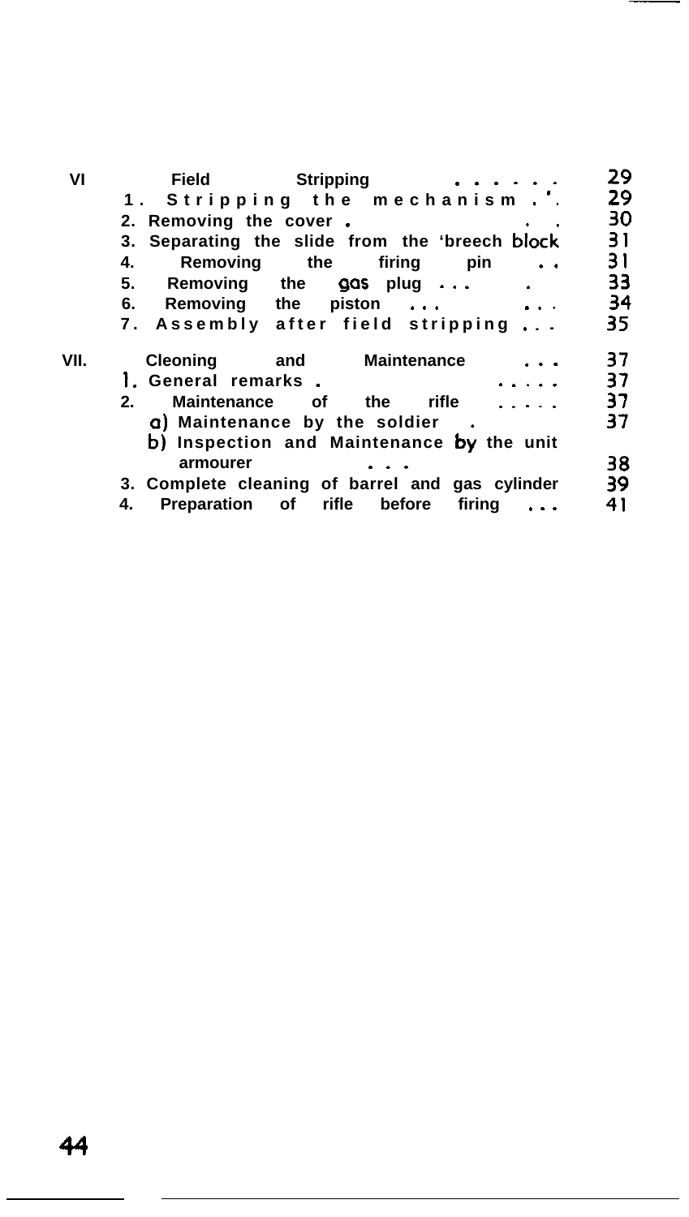| | | |
|---|---|---|
| VI | Field Stripping . . . . . . | 29 |
| | 1. Stripping the mechanism . . | 29 |
| | 2. Removing the cover . . . | 30 |
| | 3. Separating the slide from the 'breech block | 31 |
| | 4. Removing the firing pin . . | 31 |
| | 5. Removing the gas plug . . . . | 33 |
| | 6. Removing the piston . . . . . . | 34 |
| | 7. Assembly after field stripping . . . | 35 |
| VII. | Cleoning and Maintenance . . . | 37 |
| | 1. General remarks . . . . . . | 37 |
| | 2. Maintenance of the rifle . . . . . | 37 |
| | a) Maintenance by the soldier . | 37 |
| | b) Inspection and Maintenance by the unit armourer . . . | 38 |
| | 3. Complete cleaning of barrel and gas cylinder | 39 |
| | 4. Preparation of rifle before firing . . . | 41 |